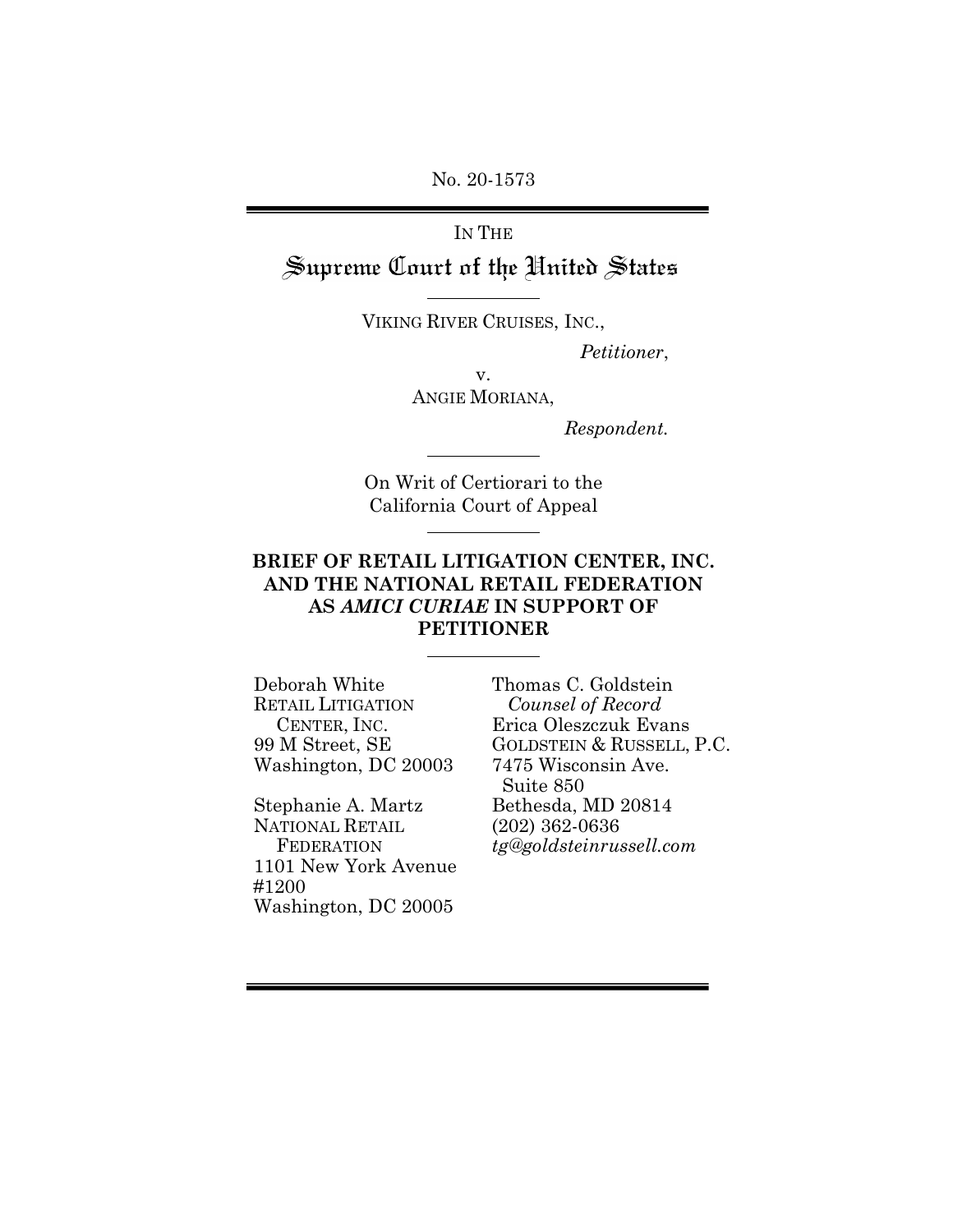No. 20-1573

IN THE

# Supreme Court of the United States

VIKING RIVER CRUISES, INC.,

*Petitioner*,

v.

ANGIE MORIANA,

*Respondent.*

On Writ of Certiorari to the California Court of Appeal

## BRIEF OF RETAIL LITIGATION CENTER, INC. AND THE NATIONAL RETAIL FEDERATION AS *AMICI CURIAE* IN SUPPORT OF PETITIONER

Deborah White
RETAIL LITIGATION CENTER, INC.
99 M Street, SE
Washington, DC 20003

Stephanie A. Martz
NATIONAL RETAIL FEDERATION
1101 New York Avenue #1200
Washington, DC 20005

Thomas C. Goldstein
*Counsel of Record*
Erica Oleszczuk Evans
GOLDSTEIN & RUSSELL, P.C.
7475 Wisconsin Ave. Suite 850
Bethesda, MD 20814
(202) 362-0636
*tg@goldsteinrussell.com*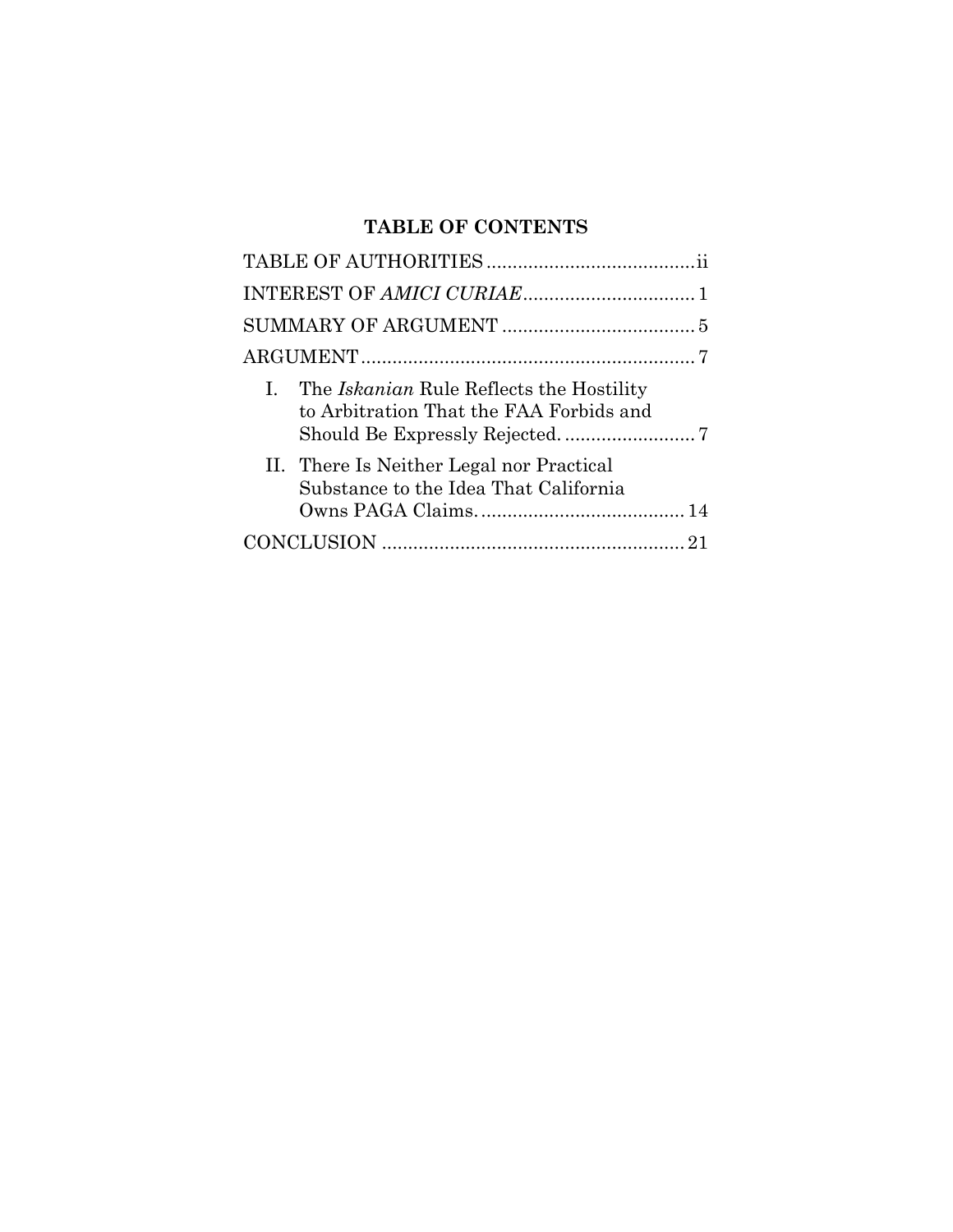## TABLE OF CONTENTS

TABLE OF AUTHORITIES ........................................ ii

INTEREST OF *AMICI CURIAE* ................................. 1

SUMMARY OF ARGUMENT ..................................... 5

ARGUMENT ................................................................ 7

I. The *Iskanian* Rule Reflects the Hostility to Arbitration That the FAA Forbids and Should Be Expressly Rejected. ......................... 7

II. There Is Neither Legal nor Practical Substance to the Idea That California Owns PAGA Claims. ....................................... 14

CONCLUSION .......................................................... 21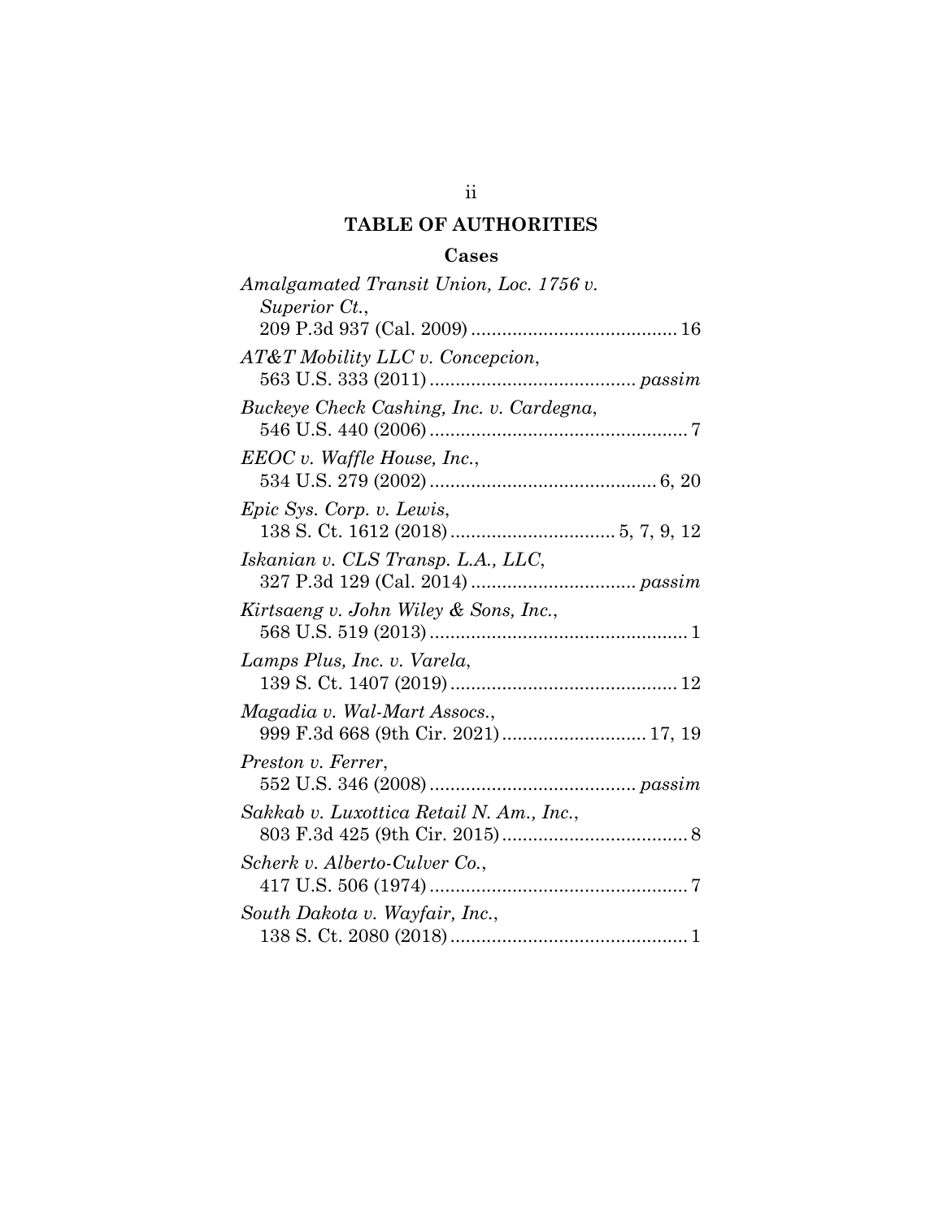# TABLE OF AUTHORITIES

## Cases

*Amalgamated Transit Union, Loc. 1756 v. Superior Ct.*, 209 P.3d 937 (Cal. 2009) .......................................... 16

*AT&T Mobility LLC v. Concepcion*, 563 U.S. 333 (2011) .......................................... *passim*

*Buckeye Check Cashing, Inc. v. Cardegna*, 546 U.S. 440 (2006) .......................................... 7

*EEOC v. Waffle House, Inc.*, 534 U.S. 279 (2002) .......................................... 6, 20

*Epic Sys. Corp. v. Lewis*, 138 S. Ct. 1612 (2018) .......................................... 5, 7, 9, 12

*Iskanian v. CLS Transp. L.A., LLC*, 327 P.3d 129 (Cal. 2014) .......................................... *passim*

*Kirtsaeng v. John Wiley & Sons, Inc.*, 568 U.S. 519 (2013) .......................................... 1

*Lamps Plus, Inc. v. Varela*, 139 S. Ct. 1407 (2019) .......................................... 12

*Magadia v. Wal-Mart Assocs.*, 999 F.3d 668 (9th Cir. 2021) .......................................... 17, 19

*Preston v. Ferrer*, 552 U.S. 346 (2008) .......................................... *passim*

*Sakkab v. Luxottica Retail N. Am., Inc.*, 803 F.3d 425 (9th Cir. 2015) .......................................... 8

*Scherk v. Alberto-Culver Co.*, 417 U.S. 506 (1974) .......................................... 7

*South Dakota v. Wayfair, Inc.*, 138 S. Ct. 2080 (2018) .......................................... 1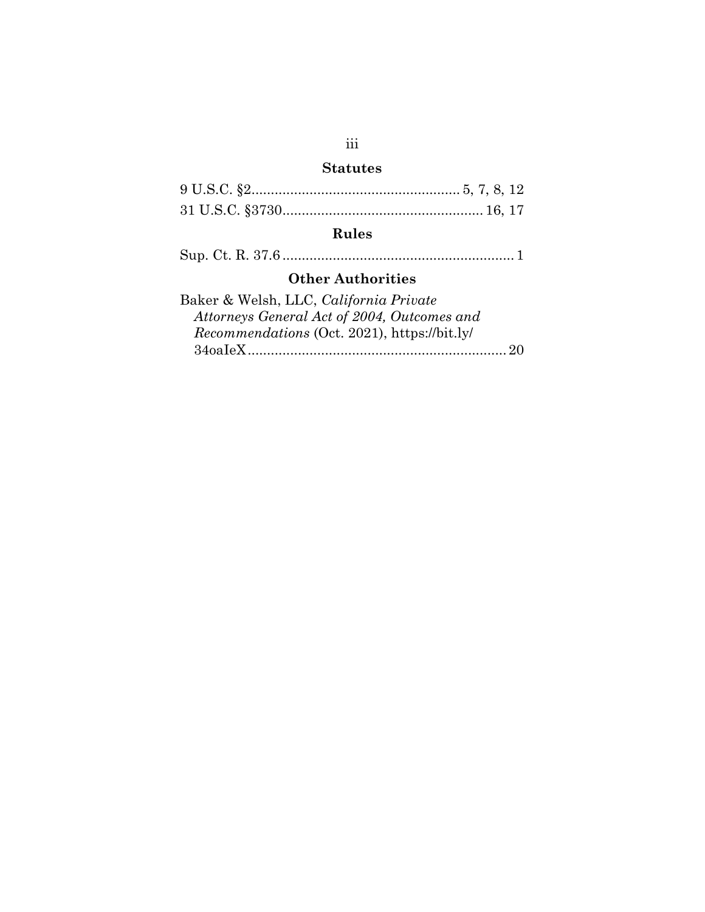## Statutes

9 U.S.C. §2 ...................................................... 5, 7, 8, 12

31 U.S.C. §3730 .................................................... 16, 17

## Rules

Sup. Ct. R. 37.6 ............................................................ 1

## Other Authorities

Baker & Welsh, LLC, *California Private Attorneys General Act of 2004, Outcomes and Recommendations* (Oct. 2021), https://bit.ly/34oaIeX ................................................................... 20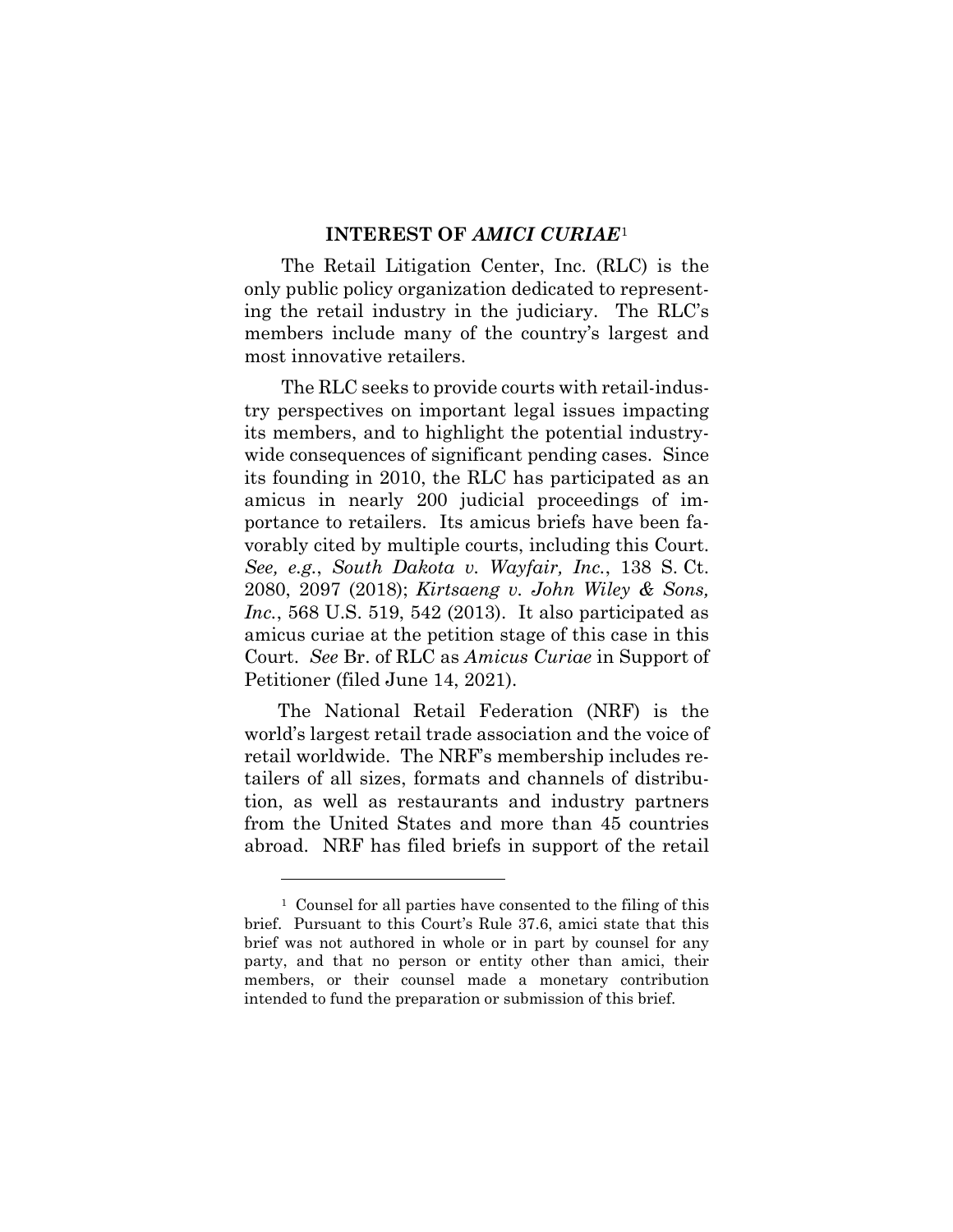## INTEREST OF *AMICI CURIAE*[1]

The Retail Litigation Center, Inc. (RLC) is the only public policy organization dedicated to representing the retail industry in the judiciary. The RLC's members include many of the country's largest and most innovative retailers.

The RLC seeks to provide courts with retail-industry perspectives on important legal issues impacting its members, and to highlight the potential industry-wide consequences of significant pending cases. Since its founding in 2010, the RLC has participated as an amicus in nearly 200 judicial proceedings of importance to retailers. Its amicus briefs have been favorably cited by multiple courts, including this Court. *See, e.g.*, *South Dakota v. Wayfair, Inc.*, 138 S. Ct. 2080, 2097 (2018); *Kirtsaeng v. John Wiley & Sons, Inc.*, 568 U.S. 519, 542 (2013). It also participated as amicus curiae at the petition stage of this case in this Court. *See* Br. of RLC as *Amicus Curiae* in Support of Petitioner (filed June 14, 2021).

The National Retail Federation (NRF) is the world's largest retail trade association and the voice of retail worldwide. The NRF's membership includes retailers of all sizes, formats and channels of distribution, as well as restaurants and industry partners from the United States and more than 45 countries abroad. NRF has filed briefs in support of the retail

---

[1] Counsel for all parties have consented to the filing of this brief. Pursuant to this Court's Rule 37.6, amici state that this brief was not authored in whole or in part by counsel for any party, and that no person or entity other than amici, their members, or their counsel made a monetary contribution intended to fund the preparation or submission of this brief.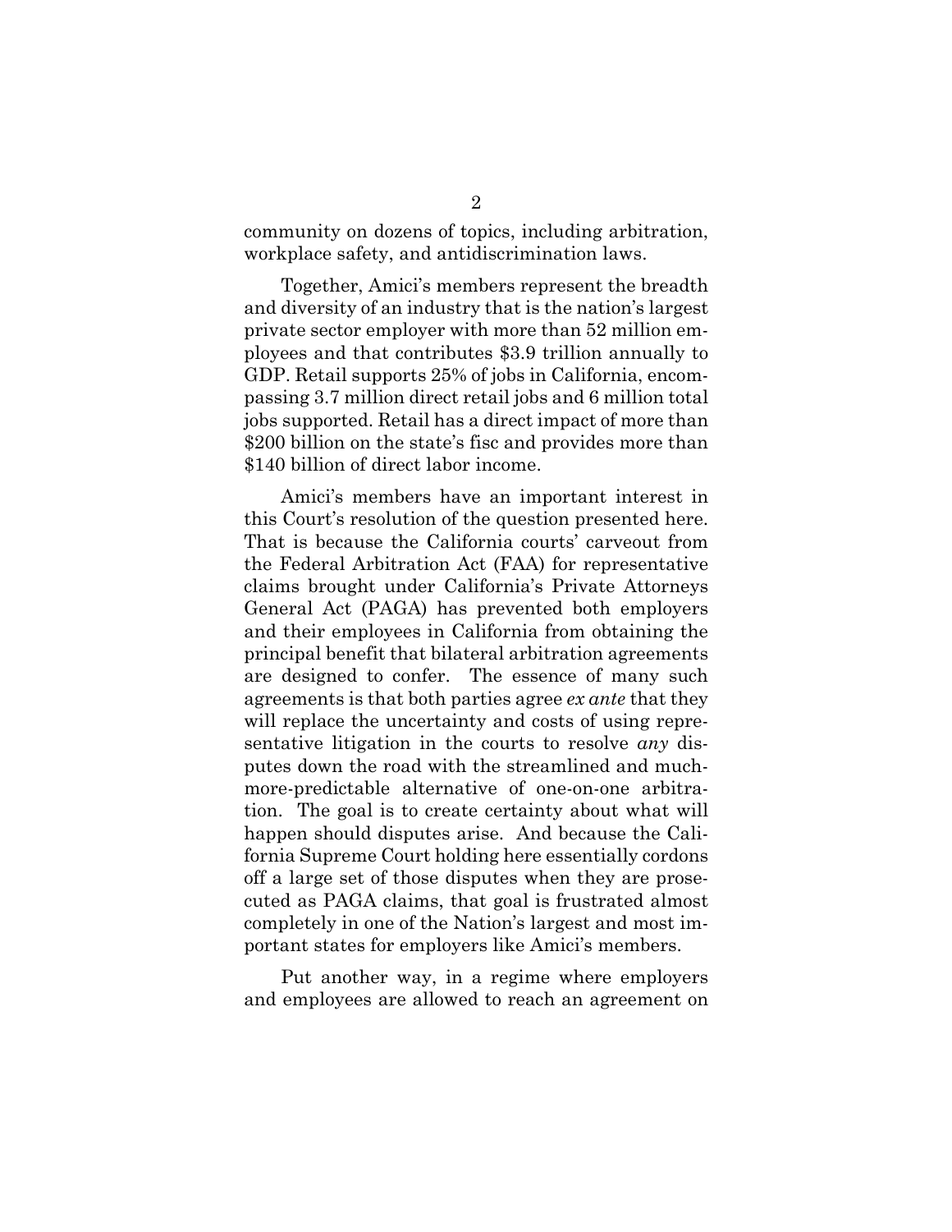community on dozens of topics, including arbitration, workplace safety, and antidiscrimination laws.

Together, Amici's members represent the breadth and diversity of an industry that is the nation's largest private sector employer with more than 52 million employees and that contributes $3.9 trillion annually to GDP. Retail supports 25% of jobs in California, encompassing 3.7 million direct retail jobs and 6 million total jobs supported. Retail has a direct impact of more than $200 billion on the state's fisc and provides more than $140 billion of direct labor income.

Amici's members have an important interest in this Court's resolution of the question presented here. That is because the California courts' carveout from the Federal Arbitration Act (FAA) for representative claims brought under California's Private Attorneys General Act (PAGA) has prevented both employers and their employees in California from obtaining the principal benefit that bilateral arbitration agreements are designed to confer. The essence of many such agreements is that both parties agree *ex ante* that they will replace the uncertainty and costs of using representative litigation in the courts to resolve *any* disputes down the road with the streamlined and much-more-predictable alternative of one-on-one arbitration. The goal is to create certainty about what will happen should disputes arise. And because the California Supreme Court holding here essentially cordons off a large set of those disputes when they are prosecuted as PAGA claims, that goal is frustrated almost completely in one of the Nation's largest and most important states for employers like Amici's members.

Put another way, in a regime where employers and employees are allowed to reach an agreement on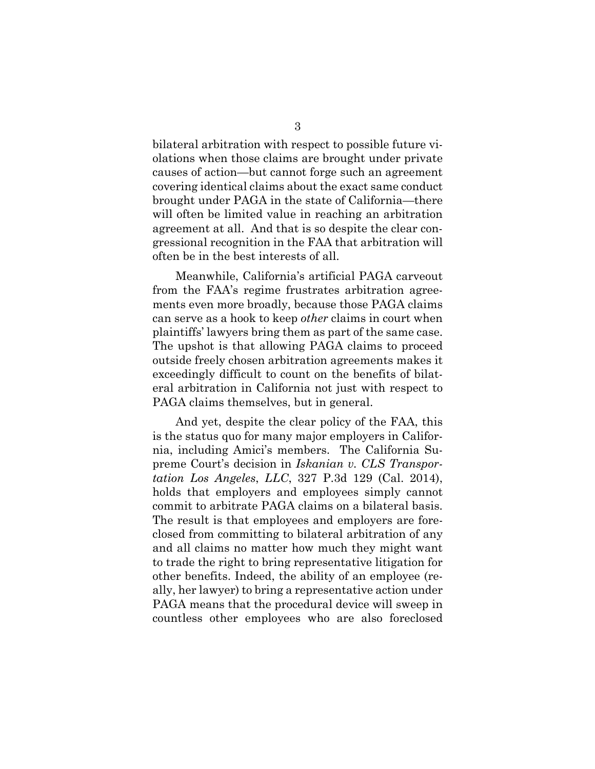bilateral arbitration with respect to possible future violations when those claims are brought under private causes of action—but cannot forge such an agreement covering identical claims about the exact same conduct brought under PAGA in the state of California—there will often be limited value in reaching an arbitration agreement at all. And that is so despite the clear congressional recognition in the FAA that arbitration will often be in the best interests of all.

Meanwhile, California's artificial PAGA carveout from the FAA's regime frustrates arbitration agreements even more broadly, because those PAGA claims can serve as a hook to keep *other* claims in court when plaintiffs' lawyers bring them as part of the same case. The upshot is that allowing PAGA claims to proceed outside freely chosen arbitration agreements makes it exceedingly difficult to count on the benefits of bilateral arbitration in California not just with respect to PAGA claims themselves, but in general.

And yet, despite the clear policy of the FAA, this is the status quo for many major employers in California, including Amici's members. The California Supreme Court's decision in *Iskanian v. CLS Transportation Los Angeles*, *LLC*, 327 P.3d 129 (Cal. 2014), holds that employers and employees simply cannot commit to arbitrate PAGA claims on a bilateral basis. The result is that employees and employers are foreclosed from committing to bilateral arbitration of any and all claims no matter how much they might want to trade the right to bring representative litigation for other benefits. Indeed, the ability of an employee (really, her lawyer) to bring a representative action under PAGA means that the procedural device will sweep in countless other employees who are also foreclosed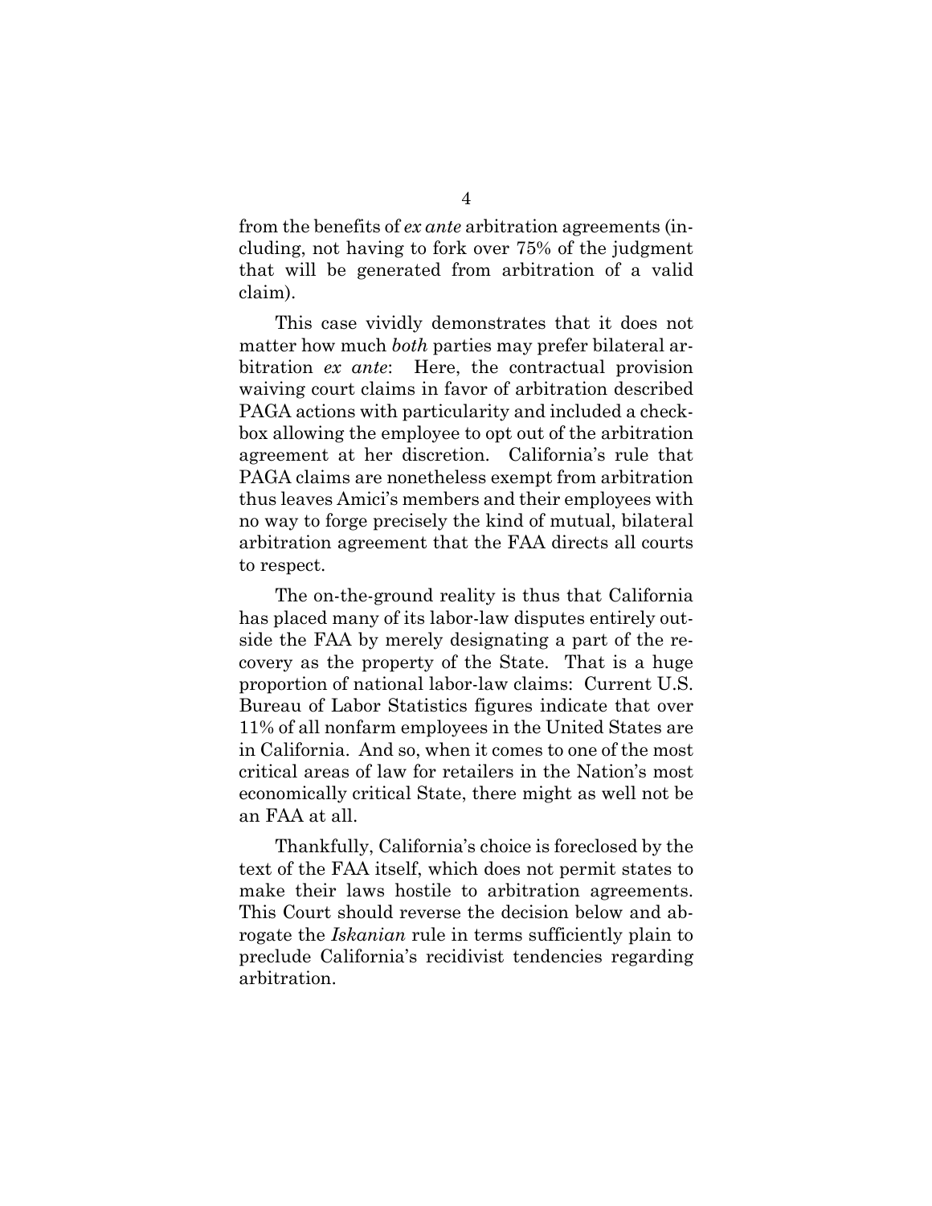from the benefits of *ex ante* arbitration agreements (including, not having to fork over 75% of the judgment that will be generated from arbitration of a valid claim).

This case vividly demonstrates that it does not matter how much *both* parties may prefer bilateral arbitration *ex ante*: Here, the contractual provision waiving court claims in favor of arbitration described PAGA actions with particularity and included a checkbox allowing the employee to opt out of the arbitration agreement at her discretion. California's rule that PAGA claims are nonetheless exempt from arbitration thus leaves Amici's members and their employees with no way to forge precisely the kind of mutual, bilateral arbitration agreement that the FAA directs all courts to respect.

The on-the-ground reality is thus that California has placed many of its labor-law disputes entirely outside the FAA by merely designating a part of the recovery as the property of the State. That is a huge proportion of national labor-law claims: Current U.S. Bureau of Labor Statistics figures indicate that over 11% of all nonfarm employees in the United States are in California. And so, when it comes to one of the most critical areas of law for retailers in the Nation's most economically critical State, there might as well not be an FAA at all.

Thankfully, California's choice is foreclosed by the text of the FAA itself, which does not permit states to make their laws hostile to arbitration agreements. This Court should reverse the decision below and abrogate the *Iskanian* rule in terms sufficiently plain to preclude California's recidivist tendencies regarding arbitration.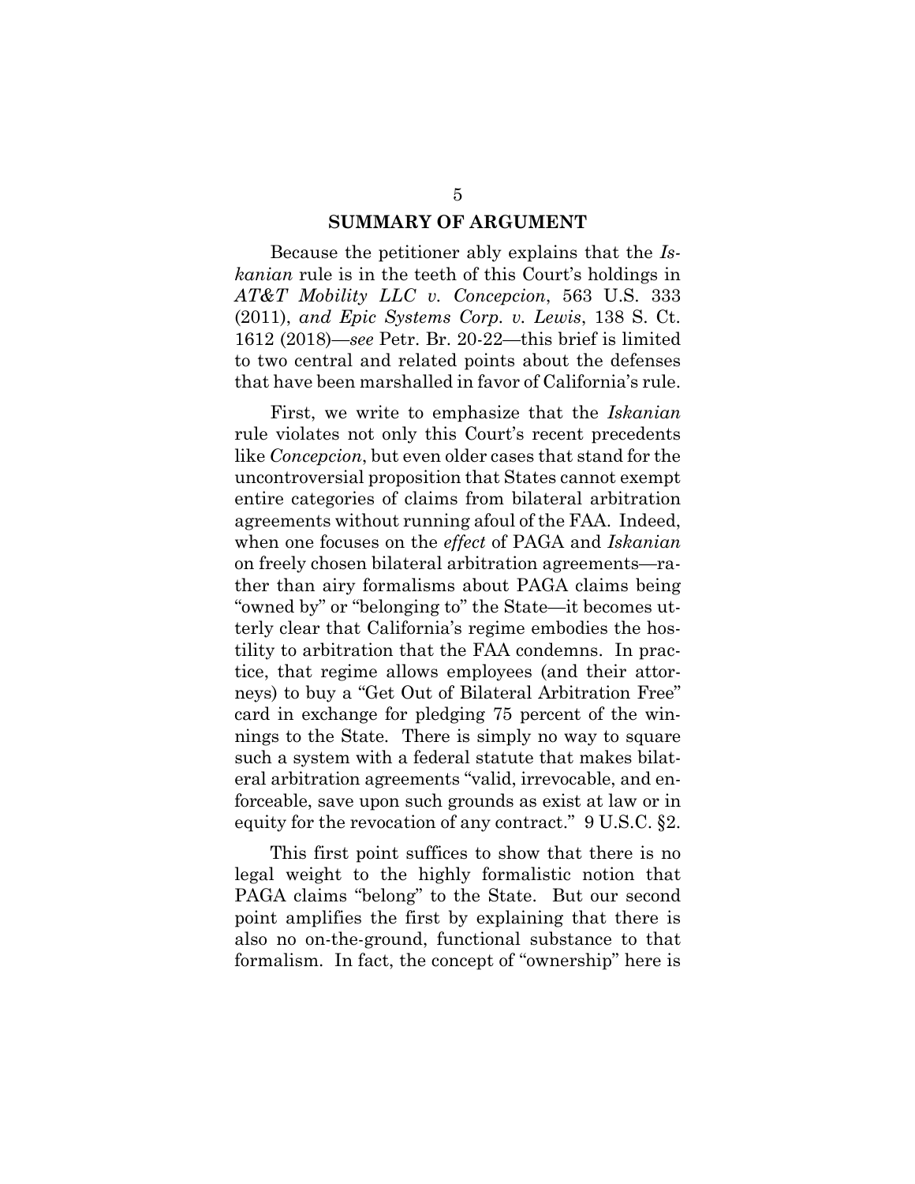## SUMMARY OF ARGUMENT

Because the petitioner ably explains that the *Iskanian* rule is in the teeth of this Court's holdings in *AT&T Mobility LLC v. Concepcion*, 563 U.S. 333 (2011), *and Epic Systems Corp. v. Lewis*, 138 S. Ct. 1612 (2018)—*see* Petr. Br. 20-22—this brief is limited to two central and related points about the defenses that have been marshalled in favor of California's rule.

First, we write to emphasize that the *Iskanian* rule violates not only this Court's recent precedents like *Concepcion*, but even older cases that stand for the uncontroversial proposition that States cannot exempt entire categories of claims from bilateral arbitration agreements without running afoul of the FAA. Indeed, when one focuses on the *effect* of PAGA and *Iskanian* on freely chosen bilateral arbitration agreements—rather than airy formalisms about PAGA claims being "owned by" or "belonging to" the State—it becomes utterly clear that California's regime embodies the hostility to arbitration that the FAA condemns. In practice, that regime allows employees (and their attorneys) to buy a "Get Out of Bilateral Arbitration Free" card in exchange for pledging 75 percent of the winnings to the State. There is simply no way to square such a system with a federal statute that makes bilateral arbitration agreements "valid, irrevocable, and enforceable, save upon such grounds as exist at law or in equity for the revocation of any contract." 9 U.S.C. §2.

This first point suffices to show that there is no legal weight to the highly formalistic notion that PAGA claims "belong" to the State. But our second point amplifies the first by explaining that there is also no on-the-ground, functional substance to that formalism. In fact, the concept of "ownership" here is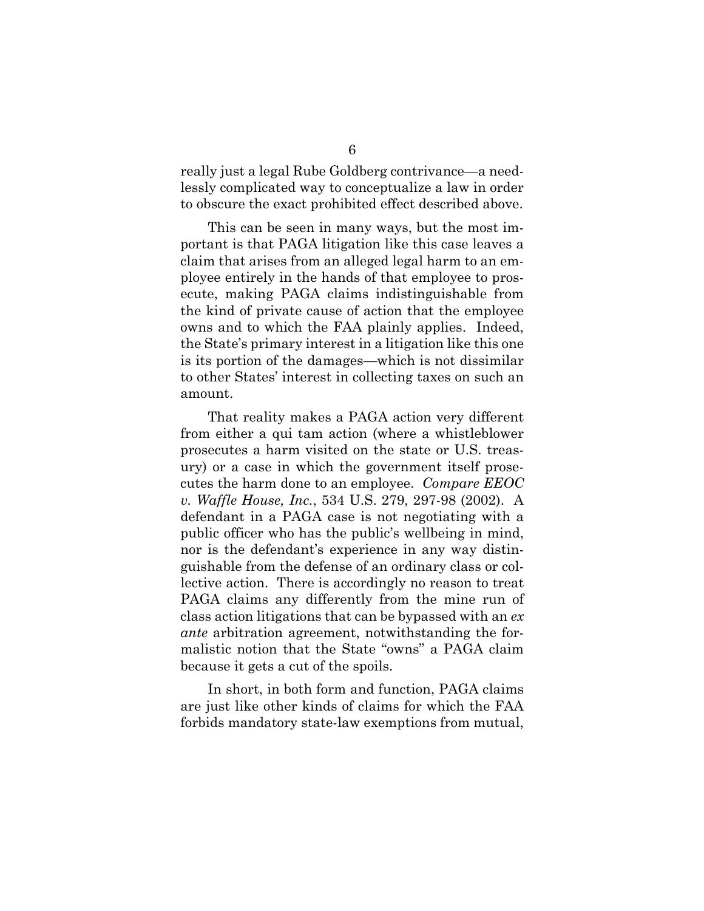really just a legal Rube Goldberg contrivance—a needlessly complicated way to conceptualize a law in order to obscure the exact prohibited effect described above.

This can be seen in many ways, but the most important is that PAGA litigation like this case leaves a claim that arises from an alleged legal harm to an employee entirely in the hands of that employee to prosecute, making PAGA claims indistinguishable from the kind of private cause of action that the employee owns and to which the FAA plainly applies. Indeed, the State's primary interest in a litigation like this one is its portion of the damages—which is not dissimilar to other States' interest in collecting taxes on such an amount.

That reality makes a PAGA action very different from either a qui tam action (where a whistleblower prosecutes a harm visited on the state or U.S. treasury) or a case in which the government itself prosecutes the harm done to an employee. *Compare EEOC v. Waffle House, Inc.*, 534 U.S. 279, 297-98 (2002). A defendant in a PAGA case is not negotiating with a public officer who has the public's wellbeing in mind, nor is the defendant's experience in any way distinguishable from the defense of an ordinary class or collective action. There is accordingly no reason to treat PAGA claims any differently from the mine run of class action litigations that can be bypassed with an *ex ante* arbitration agreement, notwithstanding the formalistic notion that the State "owns" a PAGA claim because it gets a cut of the spoils.

In short, in both form and function, PAGA claims are just like other kinds of claims for which the FAA forbids mandatory state-law exemptions from mutual,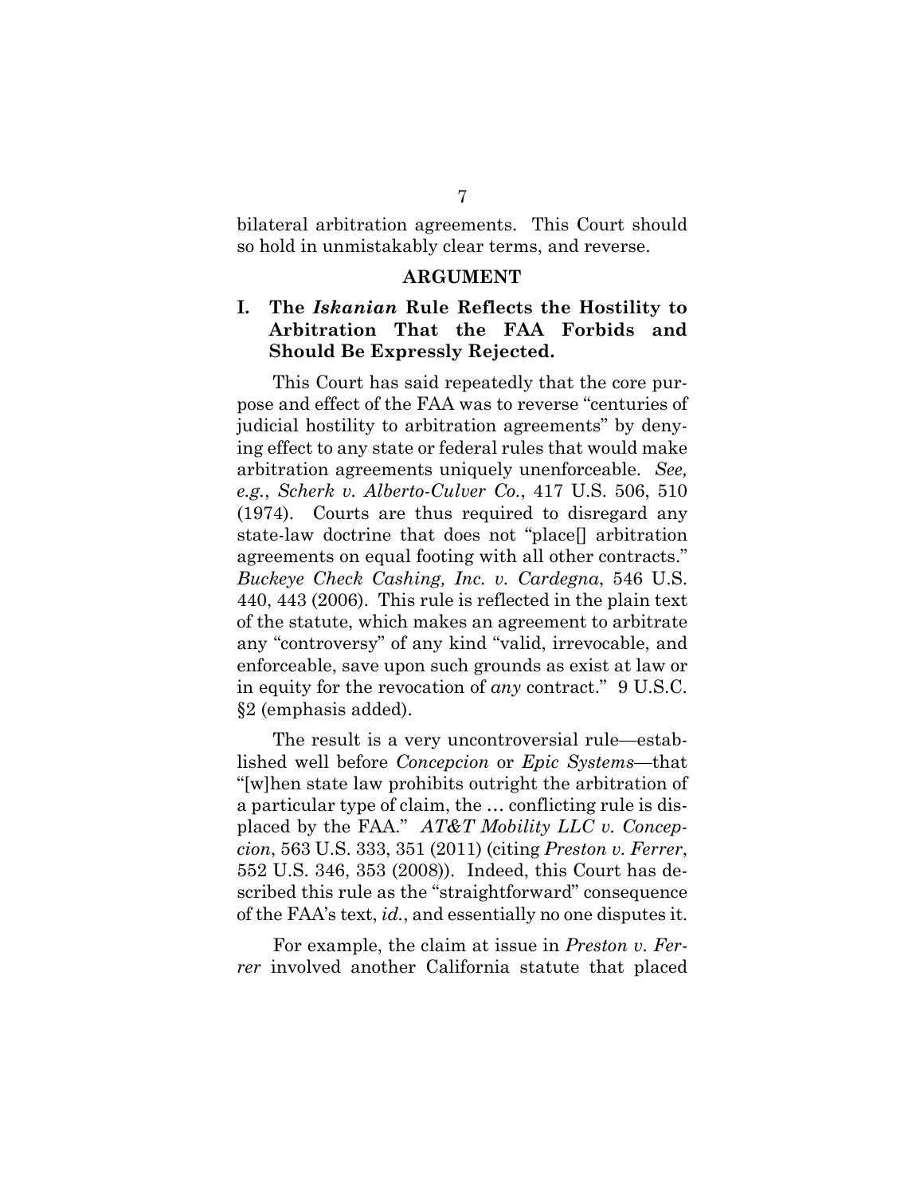bilateral arbitration agreements. This Court should so hold in unmistakably clear terms, and reverse.

## ARGUMENT

### I. The *Iskanian* Rule Reflects the Hostility to Arbitration That the FAA Forbids and Should Be Expressly Rejected.

This Court has said repeatedly that the core purpose and effect of the FAA was to reverse "centuries of judicial hostility to arbitration agreements" by denying effect to any state or federal rules that would make arbitration agreements uniquely unenforceable. *See, e.g.*, *Scherk v. Alberto-Culver Co.*, 417 U.S. 506, 510 (1974). Courts are thus required to disregard any state-law doctrine that does not "place[] arbitration agreements on equal footing with all other contracts." *Buckeye Check Cashing, Inc. v. Cardegna*, 546 U.S. 440, 443 (2006). This rule is reflected in the plain text of the statute, which makes an agreement to arbitrate any "controversy" of any kind "valid, irrevocable, and enforceable, save upon such grounds as exist at law or in equity for the revocation of *any* contract." 9 U.S.C. §2 (emphasis added).

The result is a very uncontroversial rule—established well before *Concepcion* or *Epic Systems*—that "[w]hen state law prohibits outright the arbitration of a particular type of claim, the … conflicting rule is displaced by the FAA." *AT&T Mobility LLC v. Concepcion*, 563 U.S. 333, 351 (2011) (citing *Preston v. Ferrer*, 552 U.S. 346, 353 (2008)). Indeed, this Court has described this rule as the "straightforward" consequence of the FAA's text, *id.*, and essentially no one disputes it.

For example, the claim at issue in *Preston v. Ferrer* involved another California statute that placed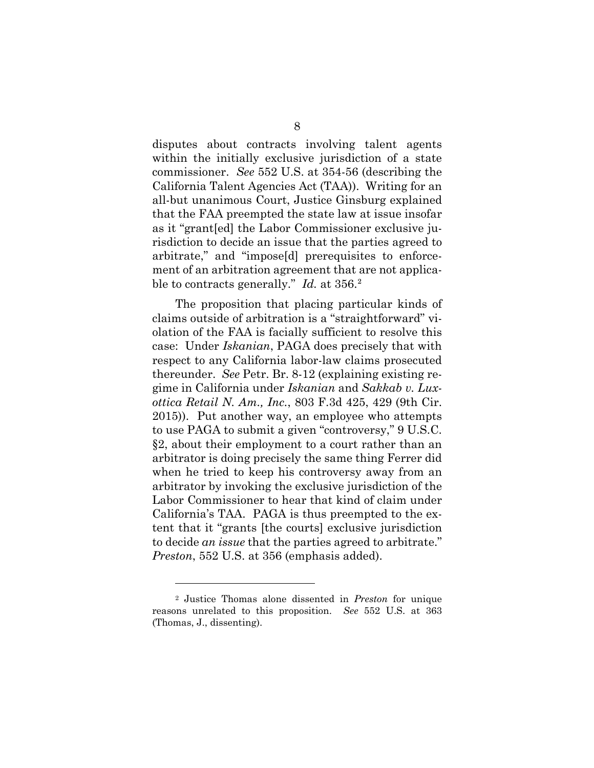disputes about contracts involving talent agents within the initially exclusive jurisdiction of a state commissioner. *See* 552 U.S. at 354-56 (describing the California Talent Agencies Act (TAA)). Writing for an all-but unanimous Court, Justice Ginsburg explained that the FAA preempted the state law at issue insofar as it "grant[ed] the Labor Commissioner exclusive jurisdiction to decide an issue that the parties agreed to arbitrate," and "impose[d] prerequisites to enforcement of an arbitration agreement that are not applicable to contracts generally." *Id.* at 356.[2]

The proposition that placing particular kinds of claims outside of arbitration is a "straightforward" violation of the FAA is facially sufficient to resolve this case: Under *Iskanian*, PAGA does precisely that with respect to any California labor-law claims prosecuted thereunder. *See* Petr. Br. 8-12 (explaining existing regime in California under *Iskanian* and *Sakkab v. Luxottica Retail N. Am., Inc.*, 803 F.3d 425, 429 (9th Cir. 2015)). Put another way, an employee who attempts to use PAGA to submit a given "controversy," 9 U.S.C. §2, about their employment to a court rather than an arbitrator is doing precisely the same thing Ferrer did when he tried to keep his controversy away from an arbitrator by invoking the exclusive jurisdiction of the Labor Commissioner to hear that kind of claim under California's TAA. PAGA is thus preempted to the extent that it "grants [the courts] exclusive jurisdiction to decide *an issue* that the parties agreed to arbitrate." *Preston*, 552 U.S. at 356 (emphasis added).

---

[2] Justice Thomas alone dissented in *Preston* for unique reasons unrelated to this proposition. *See* 552 U.S. at 363 (Thomas, J., dissenting).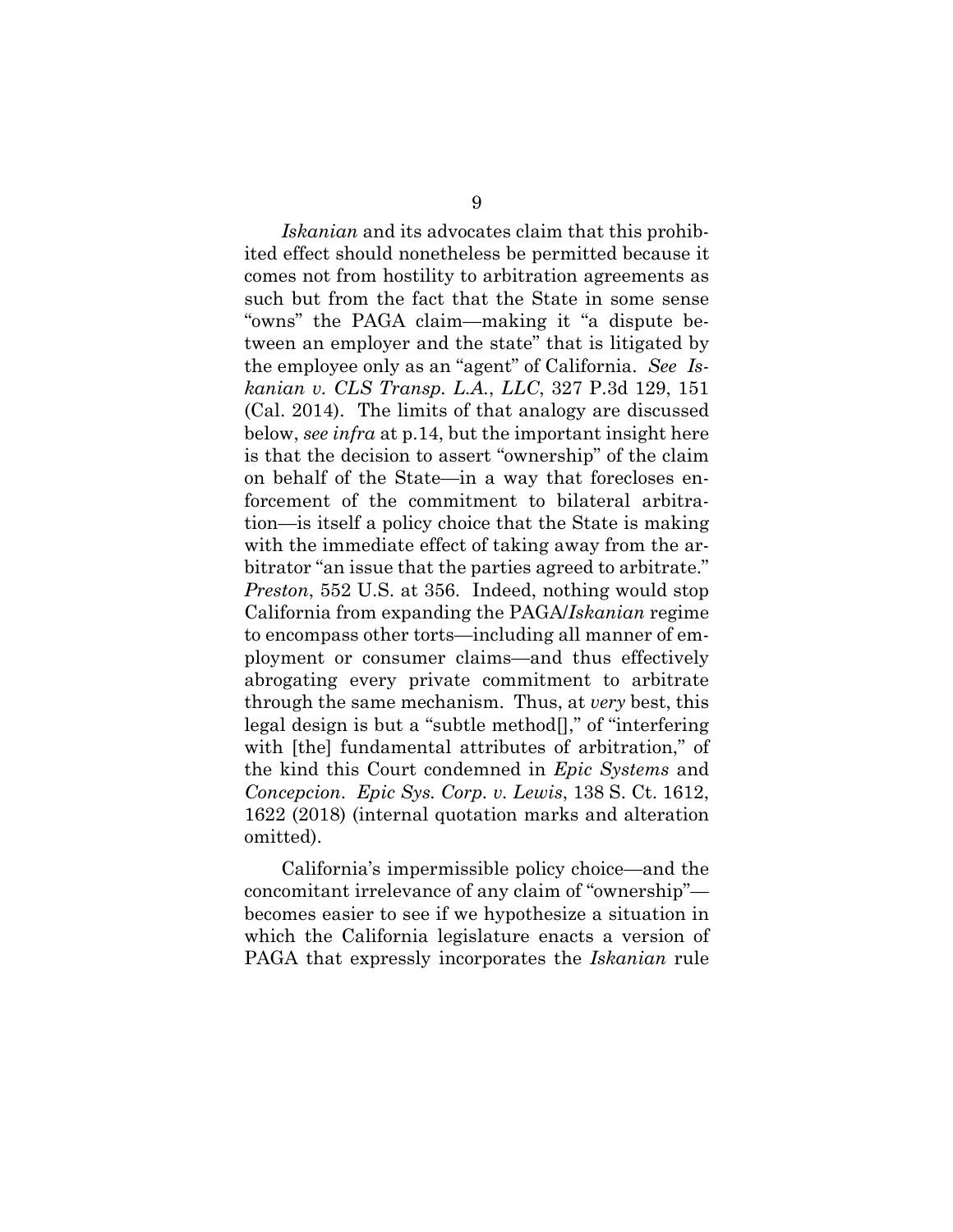*Iskanian* and its advocates claim that this prohibited effect should nonetheless be permitted because it comes not from hostility to arbitration agreements as such but from the fact that the State in some sense "owns" the PAGA claim—making it "a dispute between an employer and the state" that is litigated by the employee only as an "agent" of California. *See Iskanian v. CLS Transp. L.A., LLC*, 327 P.3d 129, 151 (Cal. 2014). The limits of that analogy are discussed below, *see infra* at p.14, but the important insight here is that the decision to assert "ownership" of the claim on behalf of the State—in a way that forecloses enforcement of the commitment to bilateral arbitration—is itself a policy choice that the State is making with the immediate effect of taking away from the arbitrator "an issue that the parties agreed to arbitrate." *Preston*, 552 U.S. at 356. Indeed, nothing would stop California from expanding the PAGA/*Iskanian* regime to encompass other torts—including all manner of employment or consumer claims—and thus effectively abrogating every private commitment to arbitrate through the same mechanism. Thus, at *very* best, this legal design is but a "subtle method[]," of "interfering with [the] fundamental attributes of arbitration," of the kind this Court condemned in *Epic Systems* and *Concepcion*. *Epic Sys. Corp. v. Lewis*, 138 S. Ct. 1612, 1622 (2018) (internal quotation marks and alteration omitted).

California's impermissible policy choice—and the concomitant irrelevance of any claim of "ownership"—becomes easier to see if we hypothesize a situation in which the California legislature enacts a version of PAGA that expressly incorporates the *Iskanian* rule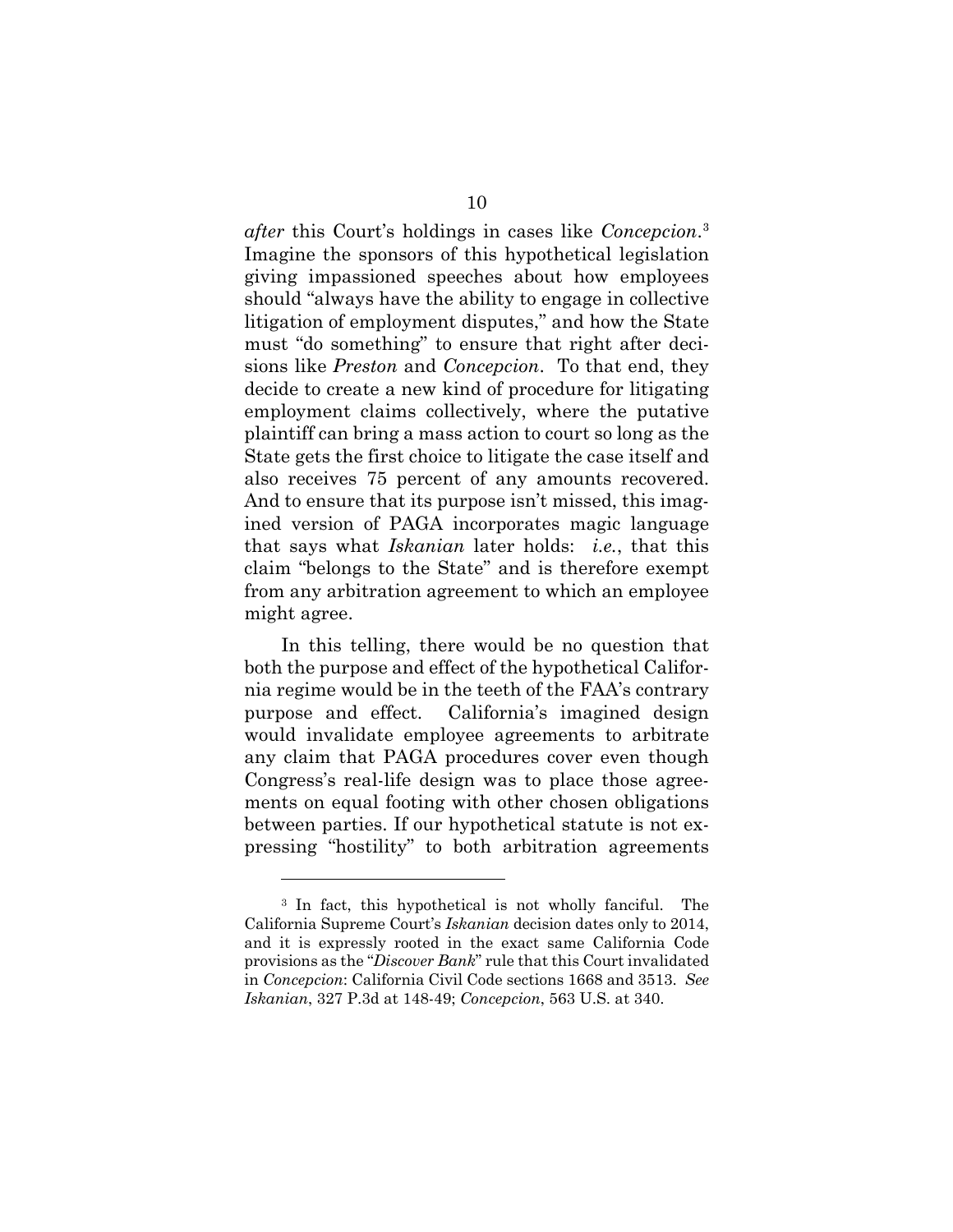*after* this Court's holdings in cases like *Concepcion*.[3] Imagine the sponsors of this hypothetical legislation giving impassioned speeches about how employees should "always have the ability to engage in collective litigation of employment disputes," and how the State must "do something" to ensure that right after decisions like *Preston* and *Concepcion*. To that end, they decide to create a new kind of procedure for litigating employment claims collectively, where the putative plaintiff can bring a mass action to court so long as the State gets the first choice to litigate the case itself and also receives 75 percent of any amounts recovered. And to ensure that its purpose isn't missed, this imagined version of PAGA incorporates magic language that says what *Iskanian* later holds: *i.e.*, that this claim "belongs to the State" and is therefore exempt from any arbitration agreement to which an employee might agree.

In this telling, there would be no question that both the purpose and effect of the hypothetical California regime would be in the teeth of the FAA's contrary purpose and effect. California's imagined design would invalidate employee agreements to arbitrate any claim that PAGA procedures cover even though Congress's real-life design was to place those agreements on equal footing with other chosen obligations between parties. If our hypothetical statute is not expressing "hostility" to both arbitration agreements

---

[3] In fact, this hypothetical is not wholly fanciful. The California Supreme Court's *Iskanian* decision dates only to 2014, and it is expressly rooted in the exact same California Code provisions as the "*Discover Bank*" rule that this Court invalidated in *Concepcion*: California Civil Code sections 1668 and 3513. *See Iskanian*, 327 P.3d at 148-49; *Concepcion*, 563 U.S. at 340.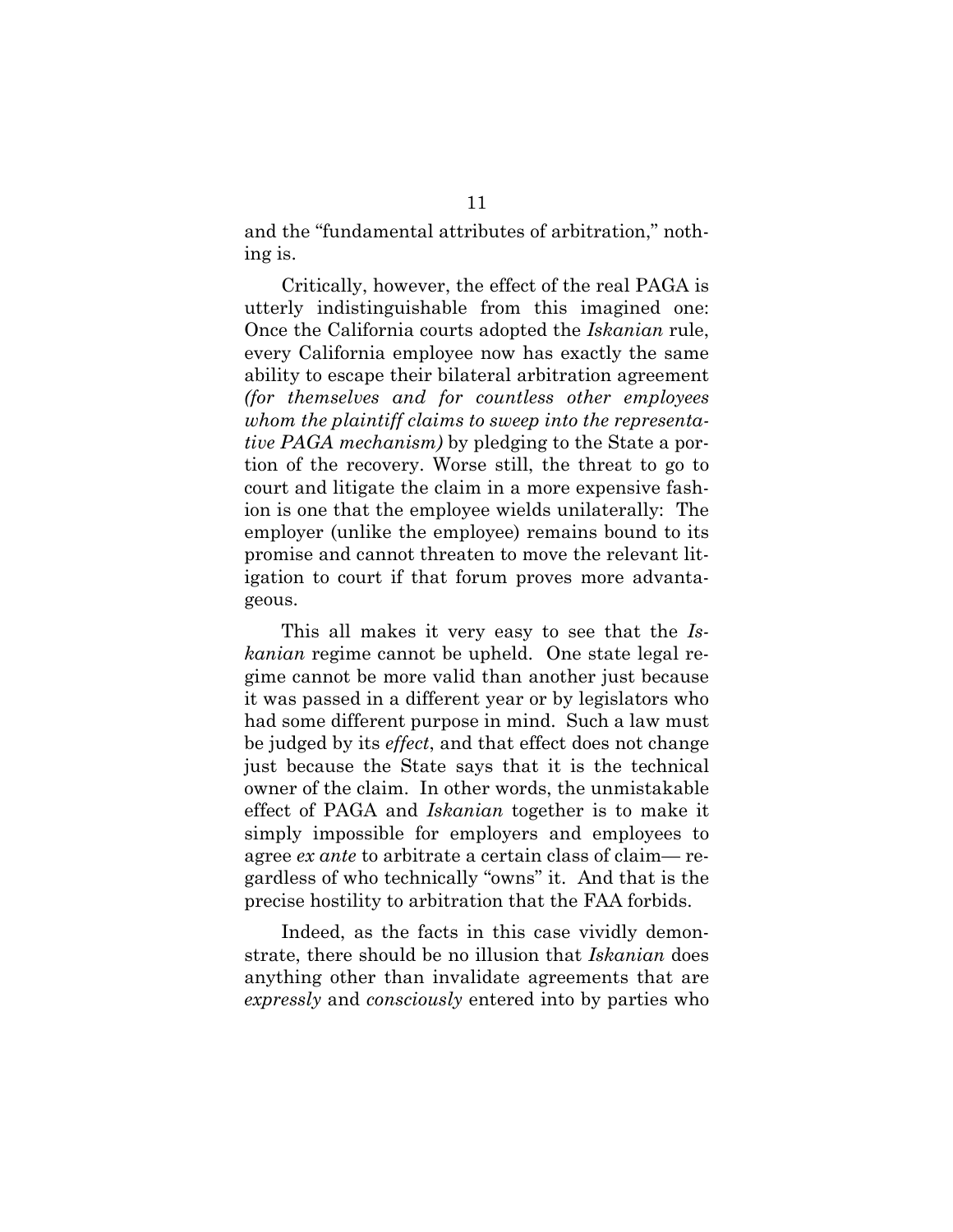and the "fundamental attributes of arbitration," nothing is.

Critically, however, the effect of the real PAGA is utterly indistinguishable from this imagined one: Once the California courts adopted the *Iskanian* rule, every California employee now has exactly the same ability to escape their bilateral arbitration agreement *(for themselves and for countless other employees whom the plaintiff claims to sweep into the representative PAGA mechanism)* by pledging to the State a portion of the recovery. Worse still, the threat to go to court and litigate the claim in a more expensive fashion is one that the employee wields unilaterally: The employer (unlike the employee) remains bound to its promise and cannot threaten to move the relevant litigation to court if that forum proves more advantageous.

This all makes it very easy to see that the *Iskanian* regime cannot be upheld. One state legal regime cannot be more valid than another just because it was passed in a different year or by legislators who had some different purpose in mind. Such a law must be judged by its *effect*, and that effect does not change just because the State says that it is the technical owner of the claim. In other words, the unmistakable effect of PAGA and *Iskanian* together is to make it simply impossible for employers and employees to agree *ex ante* to arbitrate a certain class of claim— regardless of who technically "owns" it. And that is the precise hostility to arbitration that the FAA forbids.

Indeed, as the facts in this case vividly demonstrate, there should be no illusion that *Iskanian* does anything other than invalidate agreements that are *expressly* and *consciously* entered into by parties who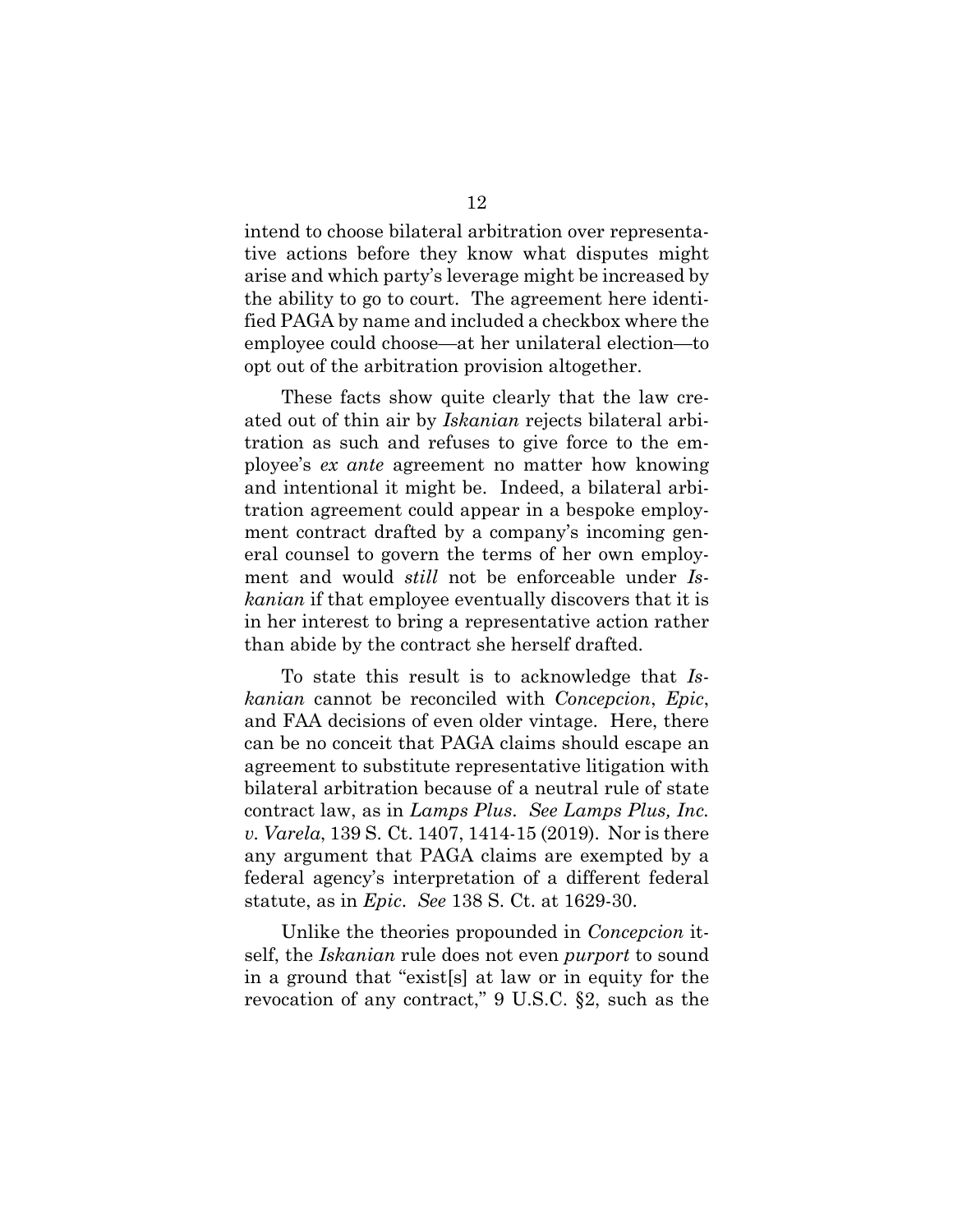intend to choose bilateral arbitration over representative actions before they know what disputes might arise and which party's leverage might be increased by the ability to go to court. The agreement here identified PAGA by name and included a checkbox where the employee could choose—at her unilateral election—to opt out of the arbitration provision altogether.

These facts show quite clearly that the law created out of thin air by *Iskanian* rejects bilateral arbitration as such and refuses to give force to the employee's *ex ante* agreement no matter how knowing and intentional it might be. Indeed, a bilateral arbitration agreement could appear in a bespoke employment contract drafted by a company's incoming general counsel to govern the terms of her own employment and would *still* not be enforceable under *Iskanian* if that employee eventually discovers that it is in her interest to bring a representative action rather than abide by the contract she herself drafted.

To state this result is to acknowledge that *Iskanian* cannot be reconciled with *Concepcion*, *Epic*, and FAA decisions of even older vintage. Here, there can be no conceit that PAGA claims should escape an agreement to substitute representative litigation with bilateral arbitration because of a neutral rule of state contract law, as in *Lamps Plus*. *See Lamps Plus, Inc. v. Varela*, 139 S. Ct. 1407, 1414-15 (2019). Nor is there any argument that PAGA claims are exempted by a federal agency's interpretation of a different federal statute, as in *Epic*. *See* 138 S. Ct. at 1629-30.

Unlike the theories propounded in *Concepcion* itself, the *Iskanian* rule does not even *purport* to sound in a ground that "exist[s] at law or in equity for the revocation of any contract," 9 U.S.C. §2, such as the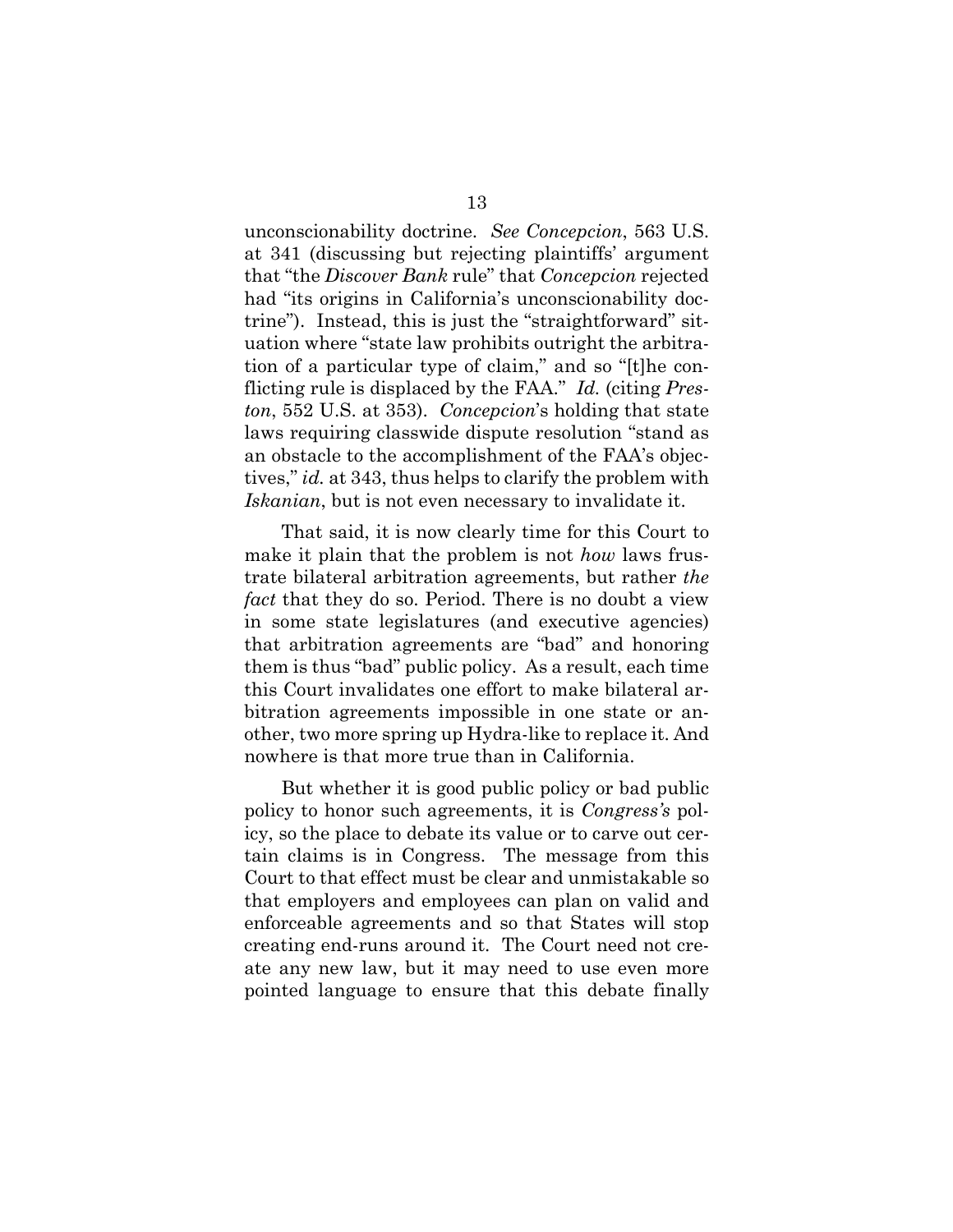unconscionability doctrine. *See Concepcion*, 563 U.S. at 341 (discussing but rejecting plaintiffs' argument that "the *Discover Bank* rule" that *Concepcion* rejected had "its origins in California's unconscionability doctrine"). Instead, this is just the "straightforward" situation where "state law prohibits outright the arbitration of a particular type of claim," and so "[t]he conflicting rule is displaced by the FAA." *Id.* (citing *Preston*, 552 U.S. at 353). *Concepcion*'s holding that state laws requiring classwide dispute resolution "stand as an obstacle to the accomplishment of the FAA's objectives," *id.* at 343, thus helps to clarify the problem with *Iskanian*, but is not even necessary to invalidate it.

That said, it is now clearly time for this Court to make it plain that the problem is not *how* laws frustrate bilateral arbitration agreements, but rather *the fact* that they do so. Period. There is no doubt a view in some state legislatures (and executive agencies) that arbitration agreements are "bad" and honoring them is thus "bad" public policy. As a result, each time this Court invalidates one effort to make bilateral arbitration agreements impossible in one state or another, two more spring up Hydra-like to replace it. And nowhere is that more true than in California.

But whether it is good public policy or bad public policy to honor such agreements, it is *Congress's* policy, so the place to debate its value or to carve out certain claims is in Congress. The message from this Court to that effect must be clear and unmistakable so that employers and employees can plan on valid and enforceable agreements and so that States will stop creating end-runs around it. The Court need not create any new law, but it may need to use even more pointed language to ensure that this debate finally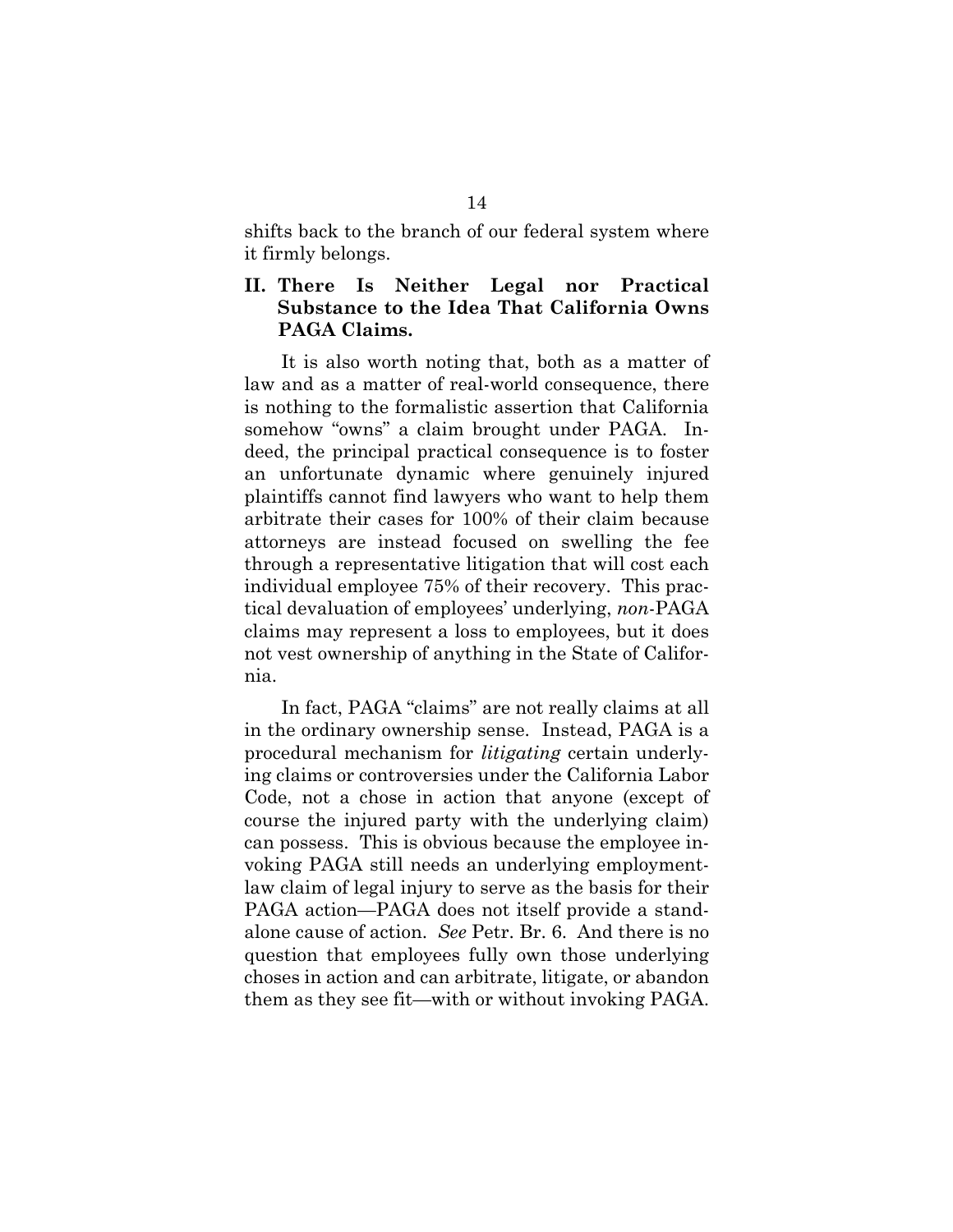shifts back to the branch of our federal system where it firmly belongs.

## II. There Is Neither Legal nor Practical Substance to the Idea That California Owns PAGA Claims.

It is also worth noting that, both as a matter of law and as a matter of real-world consequence, there is nothing to the formalistic assertion that California somehow "owns" a claim brought under PAGA. Indeed, the principal practical consequence is to foster an unfortunate dynamic where genuinely injured plaintiffs cannot find lawyers who want to help them arbitrate their cases for 100% of their claim because attorneys are instead focused on swelling the fee through a representative litigation that will cost each individual employee 75% of their recovery. This practical devaluation of employees' underlying, *non*-PAGA claims may represent a loss to employees, but it does not vest ownership of anything in the State of California.

In fact, PAGA "claims" are not really claims at all in the ordinary ownership sense. Instead, PAGA is a procedural mechanism for *litigating* certain underlying claims or controversies under the California Labor Code, not a chose in action that anyone (except of course the injured party with the underlying claim) can possess. This is obvious because the employee invoking PAGA still needs an underlying employment-law claim of legal injury to serve as the basis for their PAGA action—PAGA does not itself provide a standalone cause of action. *See* Petr. Br. 6. And there is no question that employees fully own those underlying choses in action and can arbitrate, litigate, or abandon them as they see fit—with or without invoking PAGA.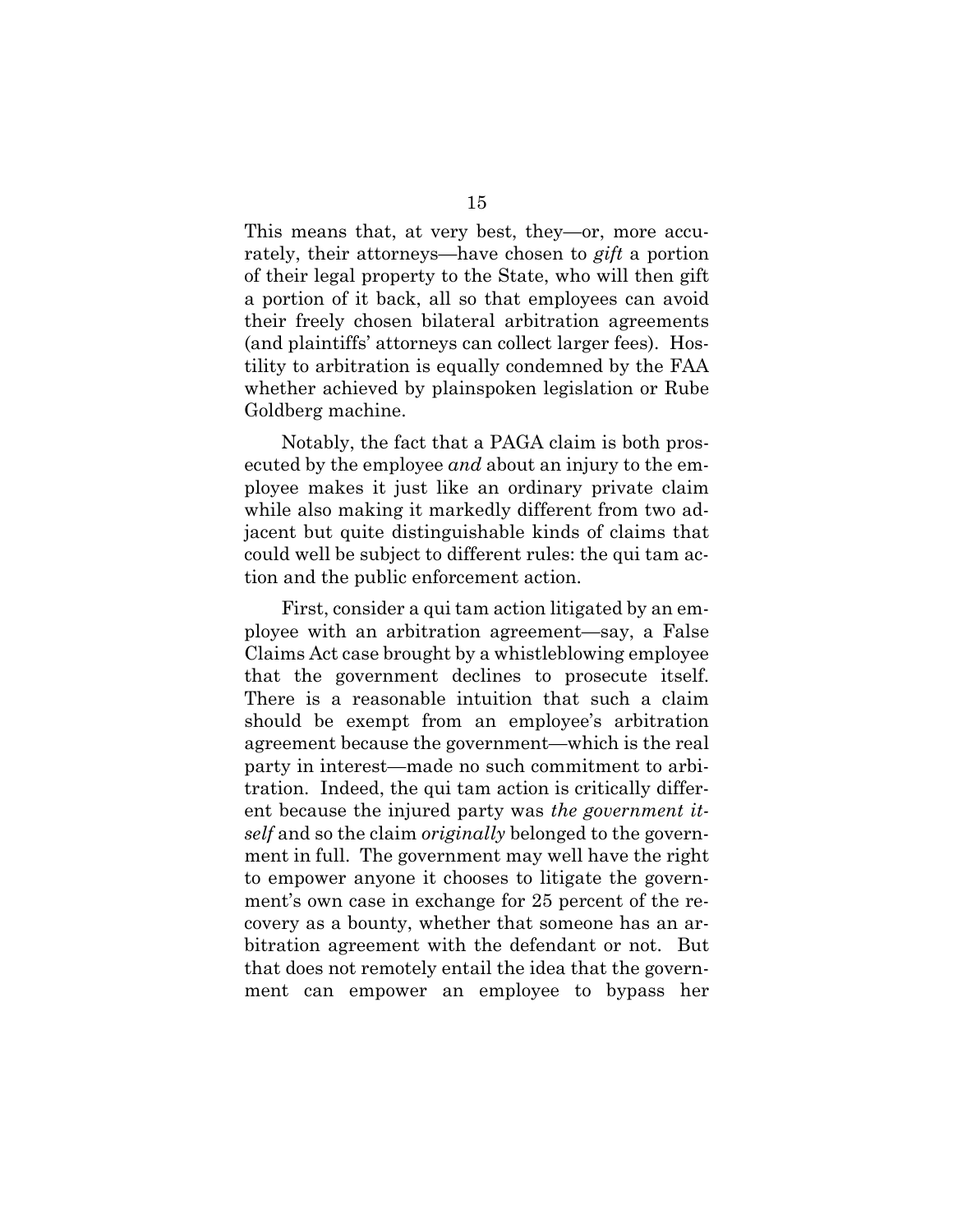This means that, at very best, they—or, more accurately, their attorneys—have chosen to *gift* a portion of their legal property to the State, who will then gift a portion of it back, all so that employees can avoid their freely chosen bilateral arbitration agreements (and plaintiffs' attorneys can collect larger fees). Hostility to arbitration is equally condemned by the FAA whether achieved by plainspoken legislation or Rube Goldberg machine.

Notably, the fact that a PAGA claim is both prosecuted by the employee *and* about an injury to the employee makes it just like an ordinary private claim while also making it markedly different from two adjacent but quite distinguishable kinds of claims that could well be subject to different rules: the qui tam action and the public enforcement action.

First, consider a qui tam action litigated by an employee with an arbitration agreement—say, a False Claims Act case brought by a whistleblowing employee that the government declines to prosecute itself. There is a reasonable intuition that such a claim should be exempt from an employee's arbitration agreement because the government—which is the real party in interest—made no such commitment to arbitration. Indeed, the qui tam action is critically different because the injured party was *the government itself* and so the claim *originally* belonged to the government in full. The government may well have the right to empower anyone it chooses to litigate the government's own case in exchange for 25 percent of the recovery as a bounty, whether that someone has an arbitration agreement with the defendant or not. But that does not remotely entail the idea that the government can empower an employee to bypass her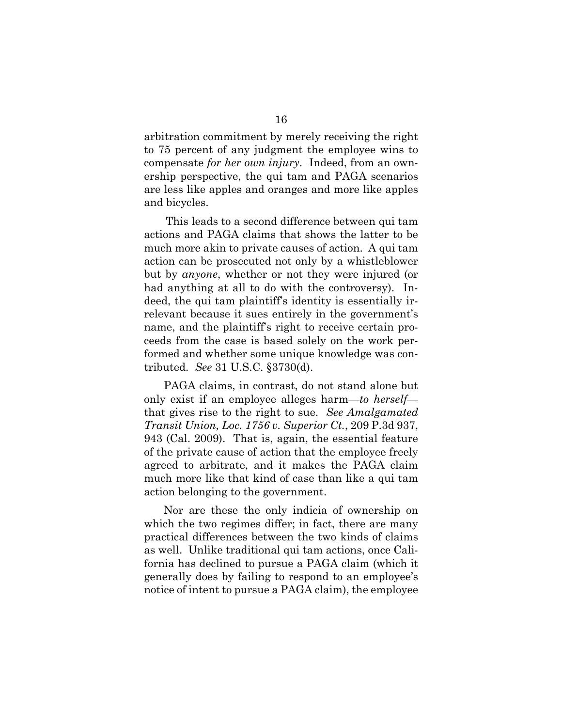arbitration commitment by merely receiving the right to 75 percent of any judgment the employee wins to compensate *for her own injury*. Indeed, from an ownership perspective, the qui tam and PAGA scenarios are less like apples and oranges and more like apples and bicycles.

This leads to a second difference between qui tam actions and PAGA claims that shows the latter to be much more akin to private causes of action. A qui tam action can be prosecuted not only by a whistleblower but by *anyone*, whether or not they were injured (or had anything at all to do with the controversy). Indeed, the qui tam plaintiff's identity is essentially irrelevant because it sues entirely in the government's name, and the plaintiff's right to receive certain proceeds from the case is based solely on the work performed and whether some unique knowledge was contributed. *See* 31 U.S.C. §3730(d).

PAGA claims, in contrast, do not stand alone but only exist if an employee alleges harm—*to herself*—that gives rise to the right to sue. *See Amalgamated Transit Union, Loc. 1756 v. Superior Ct.*, 209 P.3d 937, 943 (Cal. 2009). That is, again, the essential feature of the private cause of action that the employee freely agreed to arbitrate, and it makes the PAGA claim much more like that kind of case than like a qui tam action belonging to the government.

Nor are these the only indicia of ownership on which the two regimes differ; in fact, there are many practical differences between the two kinds of claims as well. Unlike traditional qui tam actions, once California has declined to pursue a PAGA claim (which it generally does by failing to respond to an employee's notice of intent to pursue a PAGA claim), the employee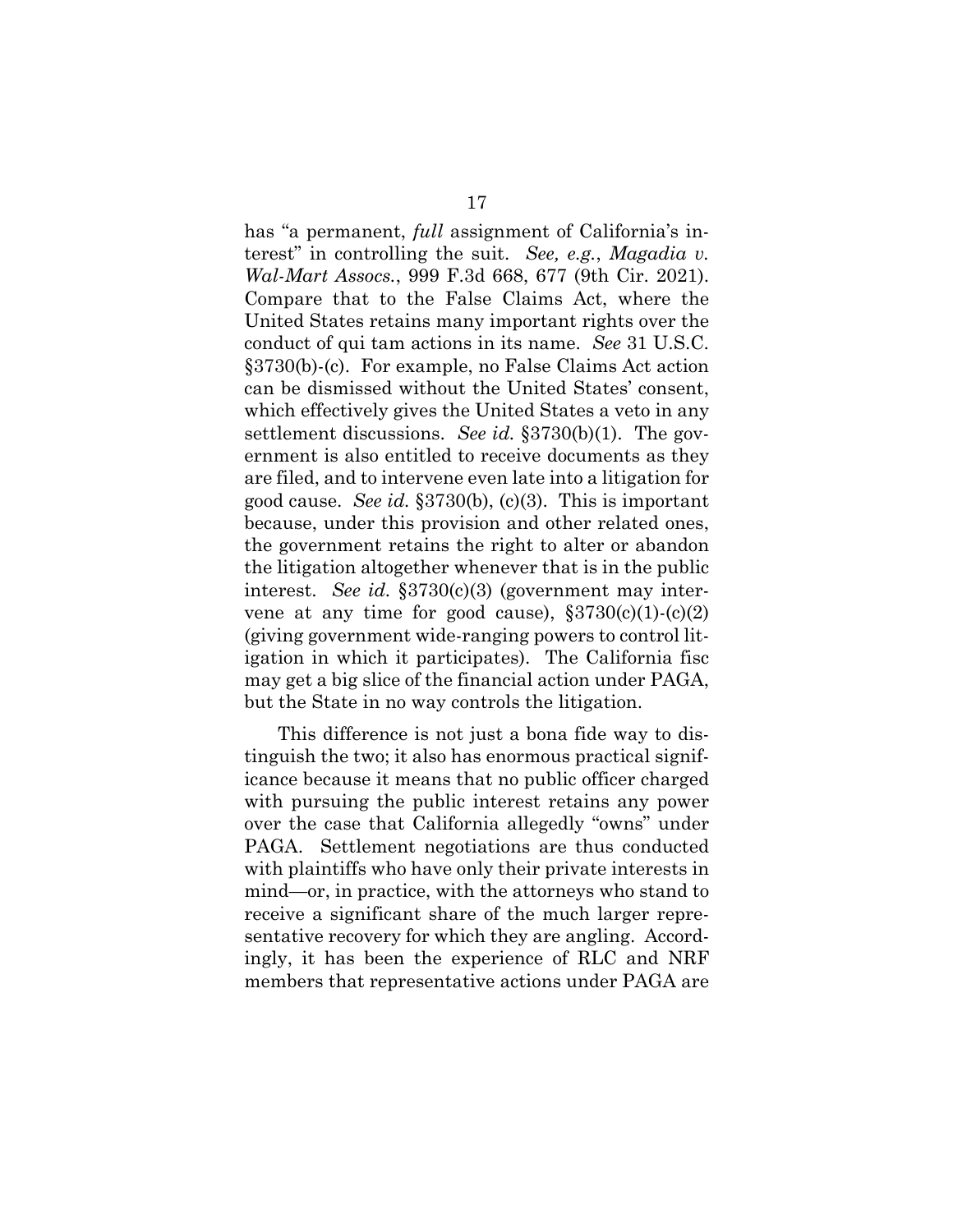has "a permanent, *full* assignment of California's interest" in controlling the suit. *See, e.g.*, *Magadia v. Wal-Mart Assocs.*, 999 F.3d 668, 677 (9th Cir. 2021). Compare that to the False Claims Act, where the United States retains many important rights over the conduct of qui tam actions in its name. *See* 31 U.S.C. §3730(b)-(c). For example, no False Claims Act action can be dismissed without the United States' consent, which effectively gives the United States a veto in any settlement discussions. *See id.* §3730(b)(1). The government is also entitled to receive documents as they are filed, and to intervene even late into a litigation for good cause. *See id.* §3730(b), (c)(3). This is important because, under this provision and other related ones, the government retains the right to alter or abandon the litigation altogether whenever that is in the public interest. *See id.* §3730(c)(3) (government may intervene at any time for good cause), §3730(c)(1)-(c)(2) (giving government wide-ranging powers to control litigation in which it participates). The California fisc may get a big slice of the financial action under PAGA, but the State in no way controls the litigation.

This difference is not just a bona fide way to distinguish the two; it also has enormous practical significance because it means that no public officer charged with pursuing the public interest retains any power over the case that California allegedly "owns" under PAGA. Settlement negotiations are thus conducted with plaintiffs who have only their private interests in mind—or, in practice, with the attorneys who stand to receive a significant share of the much larger representative recovery for which they are angling. Accordingly, it has been the experience of RLC and NRF members that representative actions under PAGA are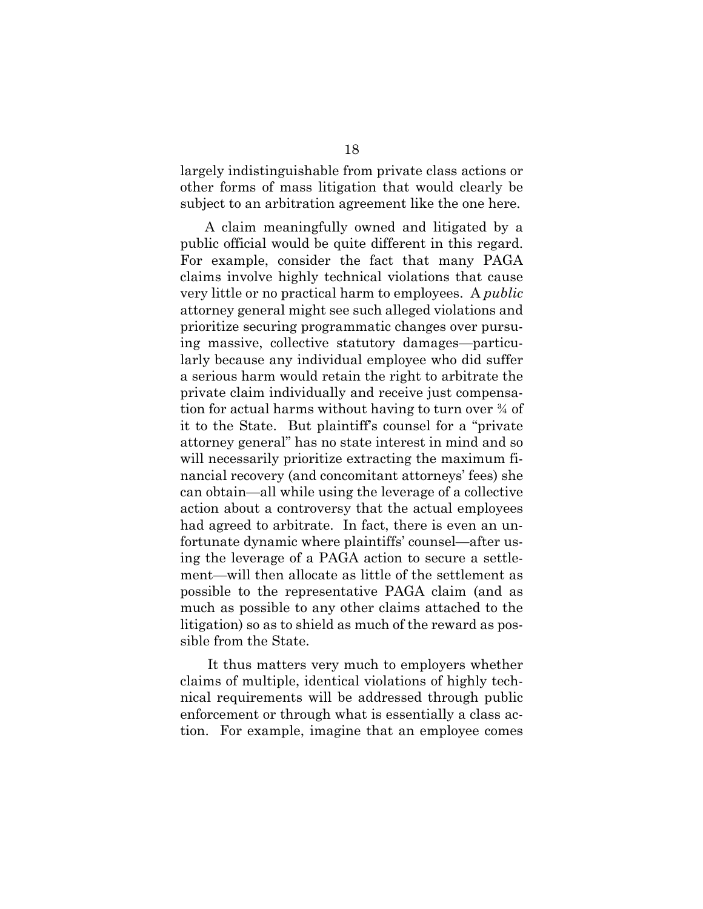largely indistinguishable from private class actions or other forms of mass litigation that would clearly be subject to an arbitration agreement like the one here.

A claim meaningfully owned and litigated by a public official would be quite different in this regard. For example, consider the fact that many PAGA claims involve highly technical violations that cause very little or no practical harm to employees. A *public* attorney general might see such alleged violations and prioritize securing programmatic changes over pursuing massive, collective statutory damages—particularly because any individual employee who did suffer a serious harm would retain the right to arbitrate the private claim individually and receive just compensation for actual harms without having to turn over ¾ of it to the State. But plaintiff's counsel for a "private attorney general" has no state interest in mind and so will necessarily prioritize extracting the maximum financial recovery (and concomitant attorneys' fees) she can obtain—all while using the leverage of a collective action about a controversy that the actual employees had agreed to arbitrate. In fact, there is even an unfortunate dynamic where plaintiffs' counsel—after using the leverage of a PAGA action to secure a settlement—will then allocate as little of the settlement as possible to the representative PAGA claim (and as much as possible to any other claims attached to the litigation) so as to shield as much of the reward as possible from the State.

It thus matters very much to employers whether claims of multiple, identical violations of highly technical requirements will be addressed through public enforcement or through what is essentially a class action. For example, imagine that an employee comes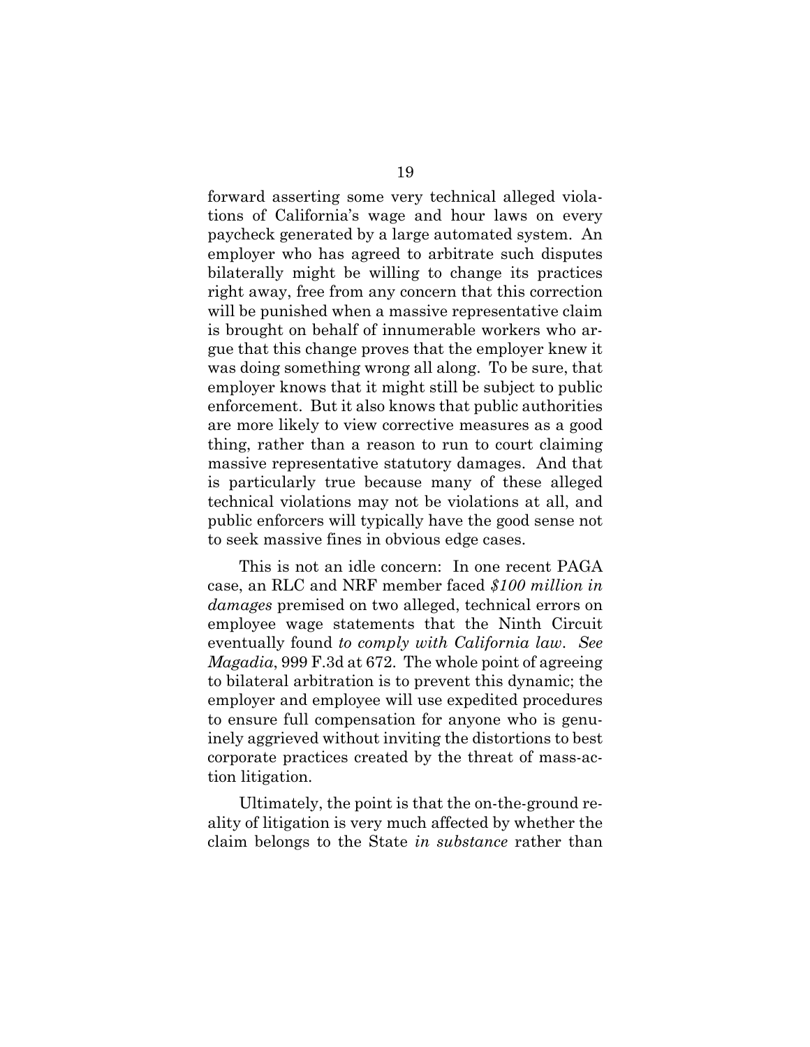forward asserting some very technical alleged violations of California's wage and hour laws on every paycheck generated by a large automated system. An employer who has agreed to arbitrate such disputes bilaterally might be willing to change its practices right away, free from any concern that this correction will be punished when a massive representative claim is brought on behalf of innumerable workers who argue that this change proves that the employer knew it was doing something wrong all along. To be sure, that employer knows that it might still be subject to public enforcement. But it also knows that public authorities are more likely to view corrective measures as a good thing, rather than a reason to run to court claiming massive representative statutory damages. And that is particularly true because many of these alleged technical violations may not be violations at all, and public enforcers will typically have the good sense not to seek massive fines in obvious edge cases.

This is not an idle concern: In one recent PAGA case, an RLC and NRF member faced *$100 million in damages* premised on two alleged, technical errors on employee wage statements that the Ninth Circuit eventually found *to comply with California law*. *See Magadia*, 999 F.3d at 672. The whole point of agreeing to bilateral arbitration is to prevent this dynamic; the employer and employee will use expedited procedures to ensure full compensation for anyone who is genuinely aggrieved without inviting the distortions to best corporate practices created by the threat of mass-action litigation.

Ultimately, the point is that the on-the-ground reality of litigation is very much affected by whether the claim belongs to the State *in substance* rather than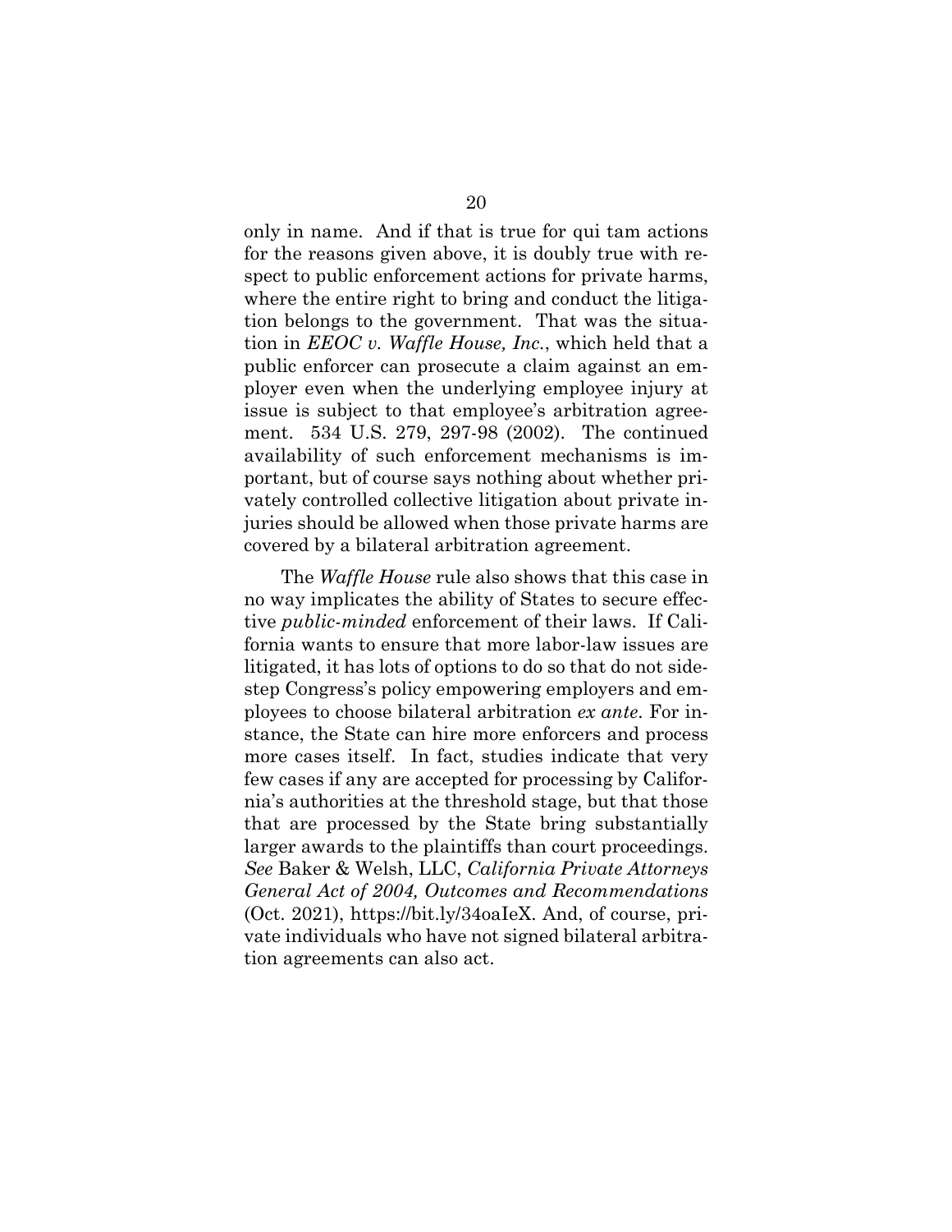only in name. And if that is true for qui tam actions for the reasons given above, it is doubly true with respect to public enforcement actions for private harms, where the entire right to bring and conduct the litigation belongs to the government. That was the situation in *EEOC v. Waffle House, Inc.*, which held that a public enforcer can prosecute a claim against an employer even when the underlying employee injury at issue is subject to that employee's arbitration agreement. 534 U.S. 279, 297-98 (2002). The continued availability of such enforcement mechanisms is important, but of course says nothing about whether privately controlled collective litigation about private injuries should be allowed when those private harms are covered by a bilateral arbitration agreement.

The *Waffle House* rule also shows that this case in no way implicates the ability of States to secure effective *public-minded* enforcement of their laws. If California wants to ensure that more labor-law issues are litigated, it has lots of options to do so that do not sidestep Congress's policy empowering employers and employees to choose bilateral arbitration *ex ante*. For instance, the State can hire more enforcers and process more cases itself. In fact, studies indicate that very few cases if any are accepted for processing by California's authorities at the threshold stage, but that those that are processed by the State bring substantially larger awards to the plaintiffs than court proceedings. *See* Baker & Welsh, LLC, *California Private Attorneys General Act of 2004, Outcomes and Recommendations* (Oct. 2021), https://bit.ly/34oaIeX. And, of course, private individuals who have not signed bilateral arbitration agreements can also act.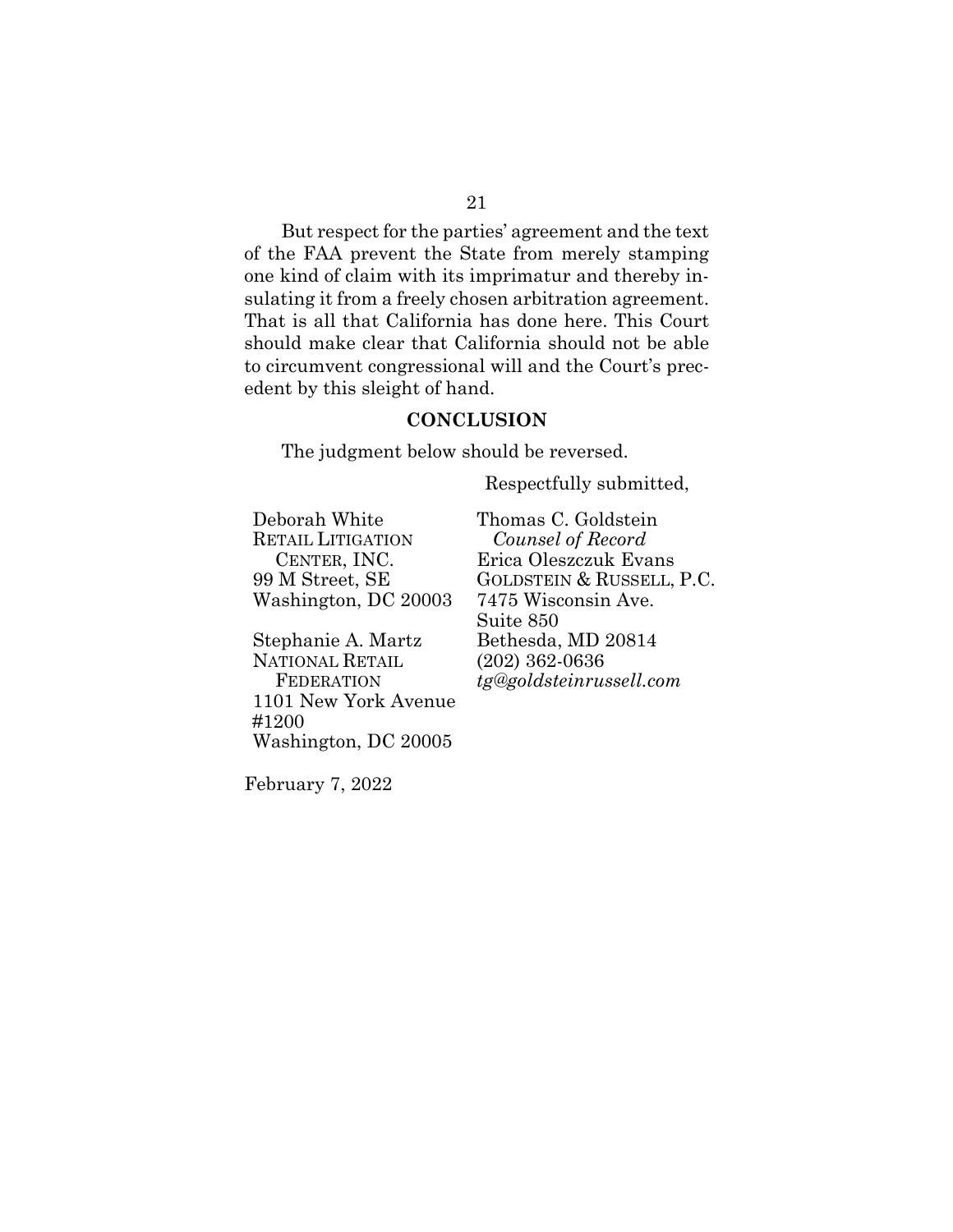But respect for the parties' agreement and the text of the FAA prevent the State from merely stamping one kind of claim with its imprimatur and thereby insulating it from a freely chosen arbitration agreement. That is all that California has done here. This Court should make clear that California should not be able to circumvent congressional will and the Court's precedent by this sleight of hand.

## CONCLUSION

The judgment below should be reversed.

Respectfully submitted,

Deborah White
RETAIL LITIGATION CENTER, INC.
99 M Street, SE
Washington, DC 20003

Stephanie A. Martz
NATIONAL RETAIL FEDERATION
1101 New York Avenue #1200
Washington, DC 20005

Thomas C. Goldstein
*Counsel of Record*
Erica Oleszczuk Evans
GOLDSTEIN & RUSSELL, P.C.
7475 Wisconsin Ave.
Suite 850
Bethesda, MD 20814
(202) 362-0636
*tg@goldsteinrussell.com*

February 7, 2022